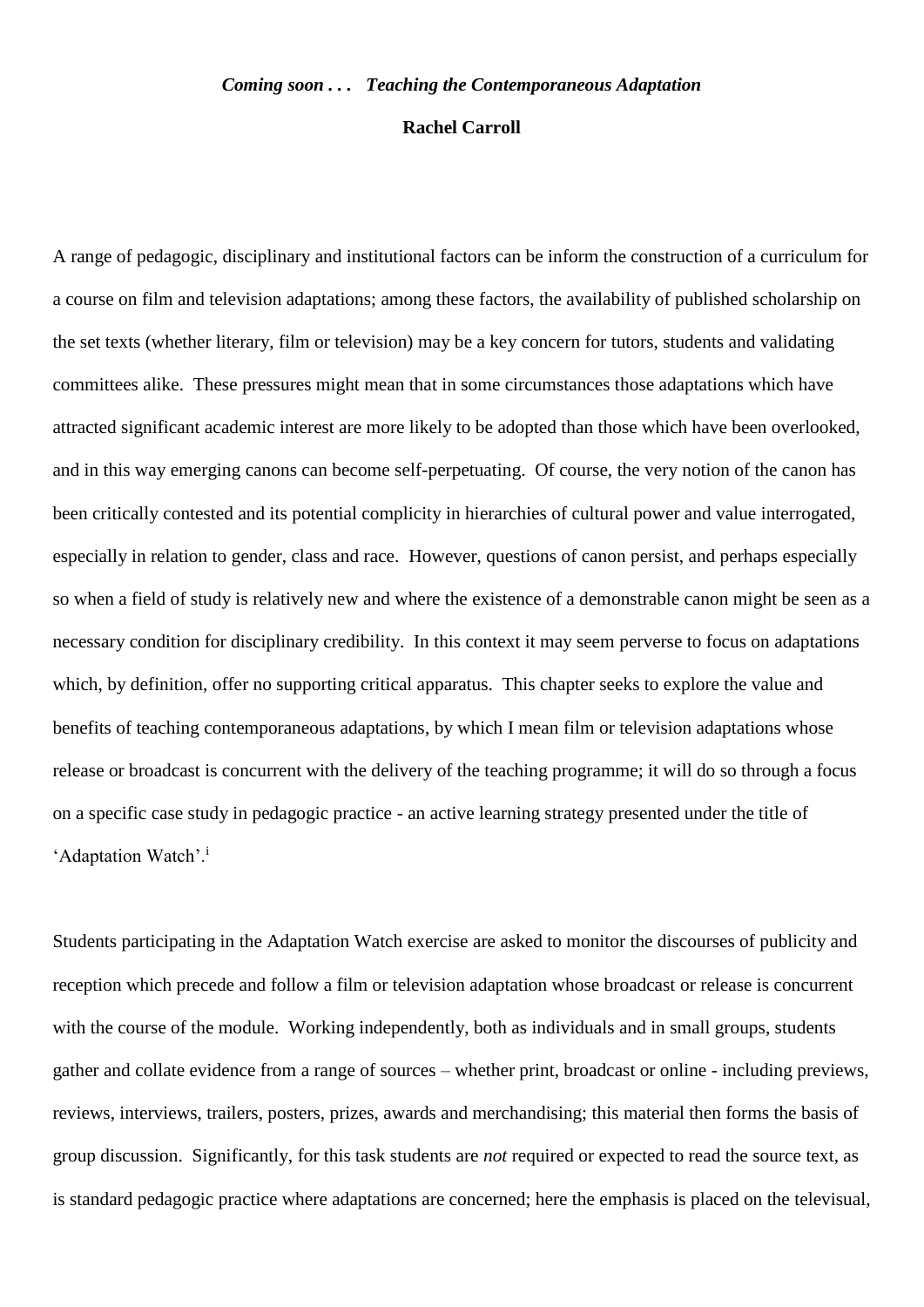***Coming soon . . . Teaching the Contemporaneous Adaptation***

**Rachel Carroll**

A range of pedagogic, disciplinary and institutional factors can be inform the construction of a curriculum for a course on film and television adaptations; among these factors, the availability of published scholarship on the set texts (whether literary, film or television) may be a key concern for tutors, students and validating committees alike. These pressures might mean that in some circumstances those adaptations which have attracted significant academic interest are more likely to be adopted than those which have been overlooked, and in this way emerging canons can become self-perpetuating. Of course, the very notion of the canon has been critically contested and its potential complicity in hierarchies of cultural power and value interrogated, especially in relation to gender, class and race. However, questions of canon persist, and perhaps especially so when a field of study is relatively new and where the existence of a demonstrable canon might be seen as a necessary condition for disciplinary credibility. In this context it may seem perverse to focus on adaptations which, by definition, offer no supporting critical apparatus. This chapter seeks to explore the value and benefits of teaching contemporaneous adaptations, by which I mean film or television adaptations whose release or broadcast is concurrent with the delivery of the teaching programme; it will do so through a focus on a specific case study in pedagogic practice - an active learning strategy presented under the title of 'Adaptation Watch'.[i]

Students participating in the Adaptation Watch exercise are asked to monitor the discourses of publicity and reception which precede and follow a film or television adaptation whose broadcast or release is concurrent with the course of the module. Working independently, both as individuals and in small groups, students gather and collate evidence from a range of sources – whether print, broadcast or online - including previews, reviews, interviews, trailers, posters, prizes, awards and merchandising; this material then forms the basis of group discussion. Significantly, for this task students are *not* required or expected to read the source text, as is standard pedagogic practice where adaptations are concerned; here the emphasis is placed on the televisual,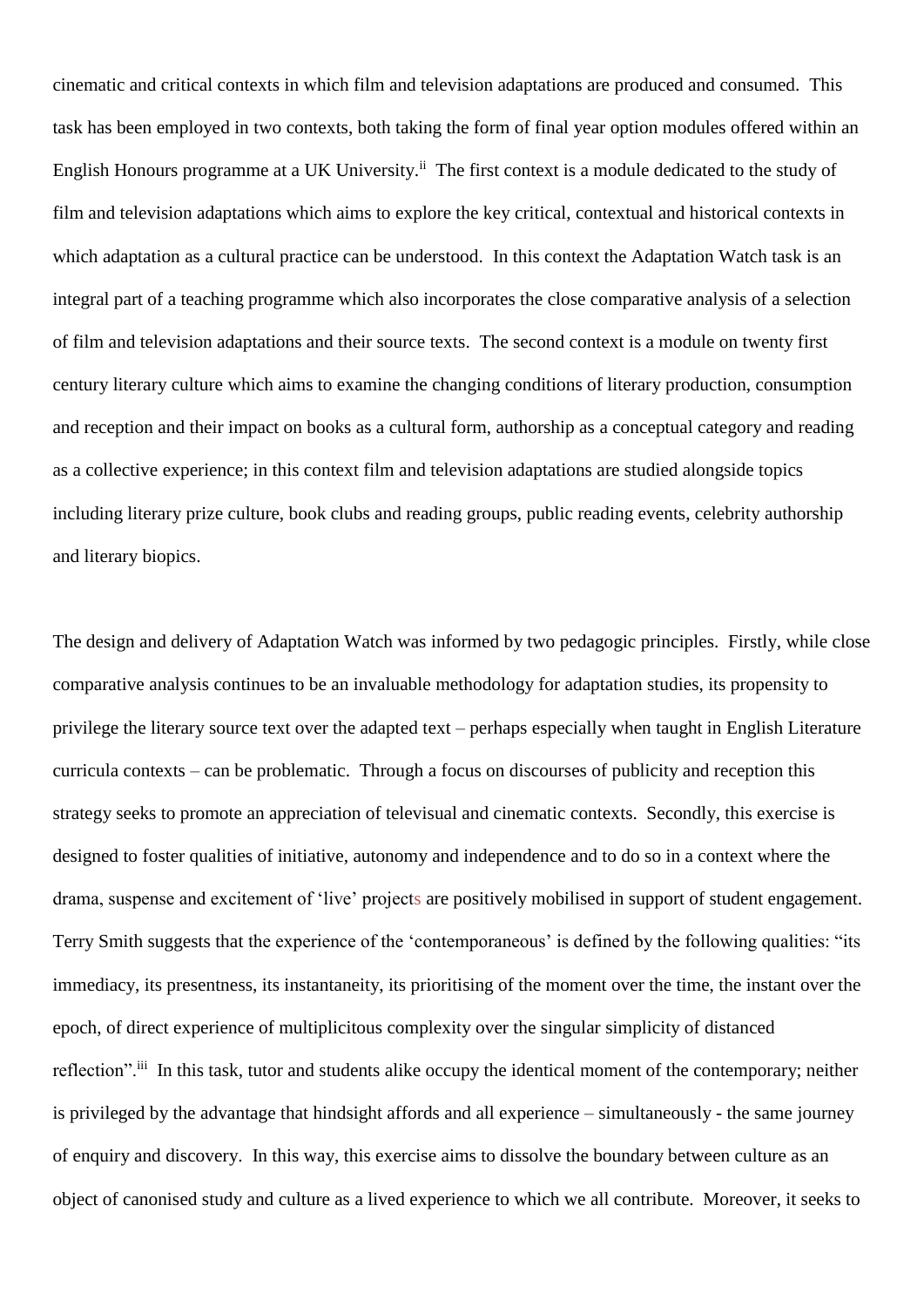cinematic and critical contexts in which film and television adaptations are produced and consumed. This task has been employed in two contexts, both taking the form of final year option modules offered within an English Honours programme at a UK University.[ii] The first context is a module dedicated to the study of film and television adaptations which aims to explore the key critical, contextual and historical contexts in which adaptation as a cultural practice can be understood. In this context the Adaptation Watch task is an integral part of a teaching programme which also incorporates the close comparative analysis of a selection of film and television adaptations and their source texts. The second context is a module on twenty first century literary culture which aims to examine the changing conditions of literary production, consumption and reception and their impact on books as a cultural form, authorship as a conceptual category and reading as a collective experience; in this context film and television adaptations are studied alongside topics including literary prize culture, book clubs and reading groups, public reading events, celebrity authorship and literary biopics.

The design and delivery of Adaptation Watch was informed by two pedagogic principles. Firstly, while close comparative analysis continues to be an invaluable methodology for adaptation studies, its propensity to privilege the literary source text over the adapted text – perhaps especially when taught in English Literature curricula contexts – can be problematic. Through a focus on discourses of publicity and reception this strategy seeks to promote an appreciation of televisual and cinematic contexts. Secondly, this exercise is designed to foster qualities of initiative, autonomy and independence and to do so in a context where the drama, suspense and excitement of 'live' projects are positively mobilised in support of student engagement. Terry Smith suggests that the experience of the 'contemporaneous' is defined by the following qualities: "its immediacy, its presentness, its instantaneity, its prioritising of the moment over the time, the instant over the epoch, of direct experience of multiplicitous complexity over the singular simplicity of distanced reflection".[iii] In this task, tutor and students alike occupy the identical moment of the contemporary; neither is privileged by the advantage that hindsight affords and all experience – simultaneously - the same journey of enquiry and discovery. In this way, this exercise aims to dissolve the boundary between culture as an object of canonised study and culture as a lived experience to which we all contribute. Moreover, it seeks to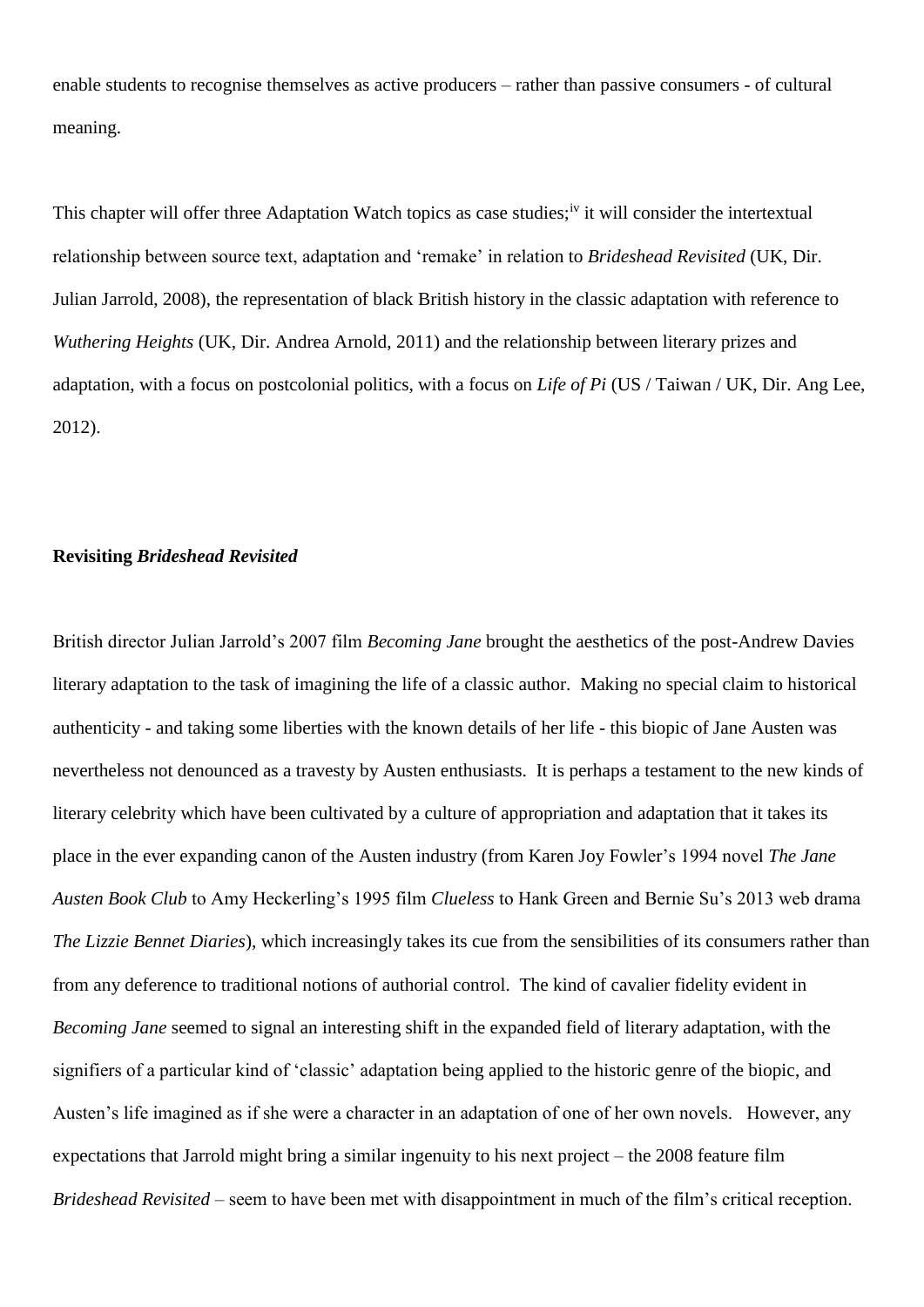enable students to recognise themselves as active producers – rather than passive consumers - of cultural meaning.

This chapter will offer three Adaptation Watch topics as case studies;[iv] it will consider the intertextual relationship between source text, adaptation and 'remake' in relation to *Brideshead Revisited* (UK, Dir. Julian Jarrold, 2008), the representation of black British history in the classic adaptation with reference to *Wuthering Heights* (UK, Dir. Andrea Arnold, 2011) and the relationship between literary prizes and adaptation, with a focus on postcolonial politics, with a focus on *Life of Pi* (US / Taiwan / UK, Dir. Ang Lee, 2012).

## Revisiting *Brideshead Revisited*

British director Julian Jarrold's 2007 film *Becoming Jane* brought the aesthetics of the post-Andrew Davies literary adaptation to the task of imagining the life of a classic author. Making no special claim to historical authenticity - and taking some liberties with the known details of her life - this biopic of Jane Austen was nevertheless not denounced as a travesty by Austen enthusiasts. It is perhaps a testament to the new kinds of literary celebrity which have been cultivated by a culture of appropriation and adaptation that it takes its place in the ever expanding canon of the Austen industry (from Karen Joy Fowler's 1994 novel *The Jane Austen Book Club* to Amy Heckerling's 1995 film *Clueless* to Hank Green and Bernie Su's 2013 web drama *The Lizzie Bennet Diaries*), which increasingly takes its cue from the sensibilities of its consumers rather than from any deference to traditional notions of authorial control. The kind of cavalier fidelity evident in *Becoming Jane* seemed to signal an interesting shift in the expanded field of literary adaptation, with the signifiers of a particular kind of 'classic' adaptation being applied to the historic genre of the biopic, and Austen's life imagined as if she were a character in an adaptation of one of her own novels. However, any expectations that Jarrold might bring a similar ingenuity to his next project – the 2008 feature film *Brideshead Revisited* – seem to have been met with disappointment in much of the film's critical reception.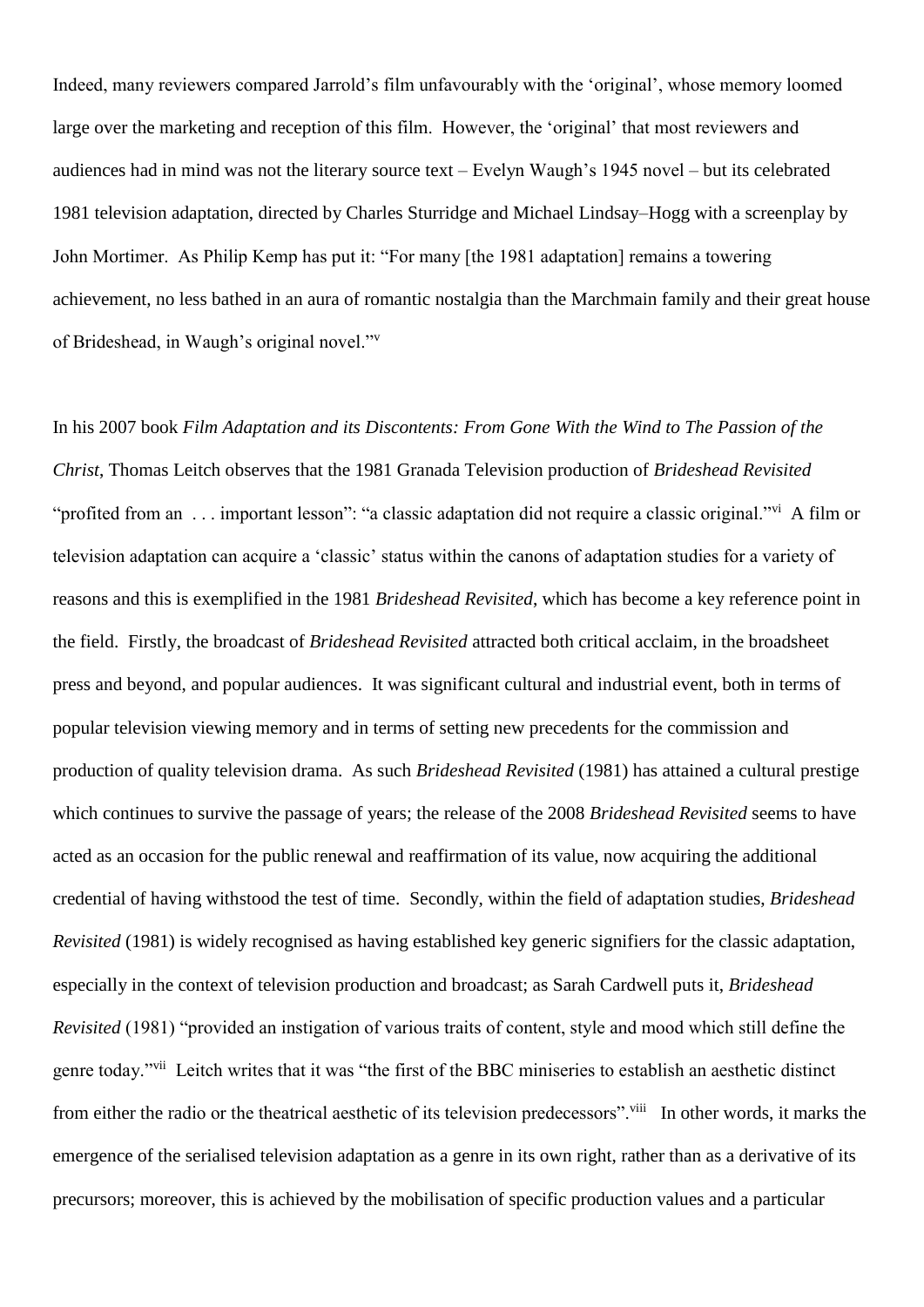Indeed, many reviewers compared Jarrold's film unfavourably with the 'original', whose memory loomed large over the marketing and reception of this film. However, the 'original' that most reviewers and audiences had in mind was not the literary source text – Evelyn Waugh's 1945 novel – but its celebrated 1981 television adaptation, directed by Charles Sturridge and Michael Lindsay–Hogg with a screenplay by John Mortimer. As Philip Kemp has put it: "For many [the 1981 adaptation] remains a towering achievement, no less bathed in an aura of romantic nostalgia than the Marchmain family and their great house of Brideshead, in Waugh's original novel."[v]

In his 2007 book *Film Adaptation and its Discontents: From Gone With the Wind to The Passion of the Christ*, Thomas Leitch observes that the 1981 Granada Television production of *Brideshead Revisited* "profited from an . . . important lesson": "a classic adaptation did not require a classic original."[vi] A film or television adaptation can acquire a 'classic' status within the canons of adaptation studies for a variety of reasons and this is exemplified in the 1981 *Brideshead Revisited*, which has become a key reference point in the field. Firstly, the broadcast of *Brideshead Revisited* attracted both critical acclaim, in the broadsheet press and beyond, and popular audiences. It was significant cultural and industrial event, both in terms of popular television viewing memory and in terms of setting new precedents for the commission and production of quality television drama. As such *Brideshead Revisited* (1981) has attained a cultural prestige which continues to survive the passage of years; the release of the 2008 *Brideshead Revisited* seems to have acted as an occasion for the public renewal and reaffirmation of its value, now acquiring the additional credential of having withstood the test of time. Secondly, within the field of adaptation studies, *Brideshead Revisited* (1981) is widely recognised as having established key generic signifiers for the classic adaptation, especially in the context of television production and broadcast; as Sarah Cardwell puts it, *Brideshead Revisited* (1981) "provided an instigation of various traits of content, style and mood which still define the genre today."[vii] Leitch writes that it was "the first of the BBC miniseries to establish an aesthetic distinct from either the radio or the theatrical aesthetic of its television predecessors".[viii] In other words, it marks the emergence of the serialised television adaptation as a genre in its own right, rather than as a derivative of its precursors; moreover, this is achieved by the mobilisation of specific production values and a particular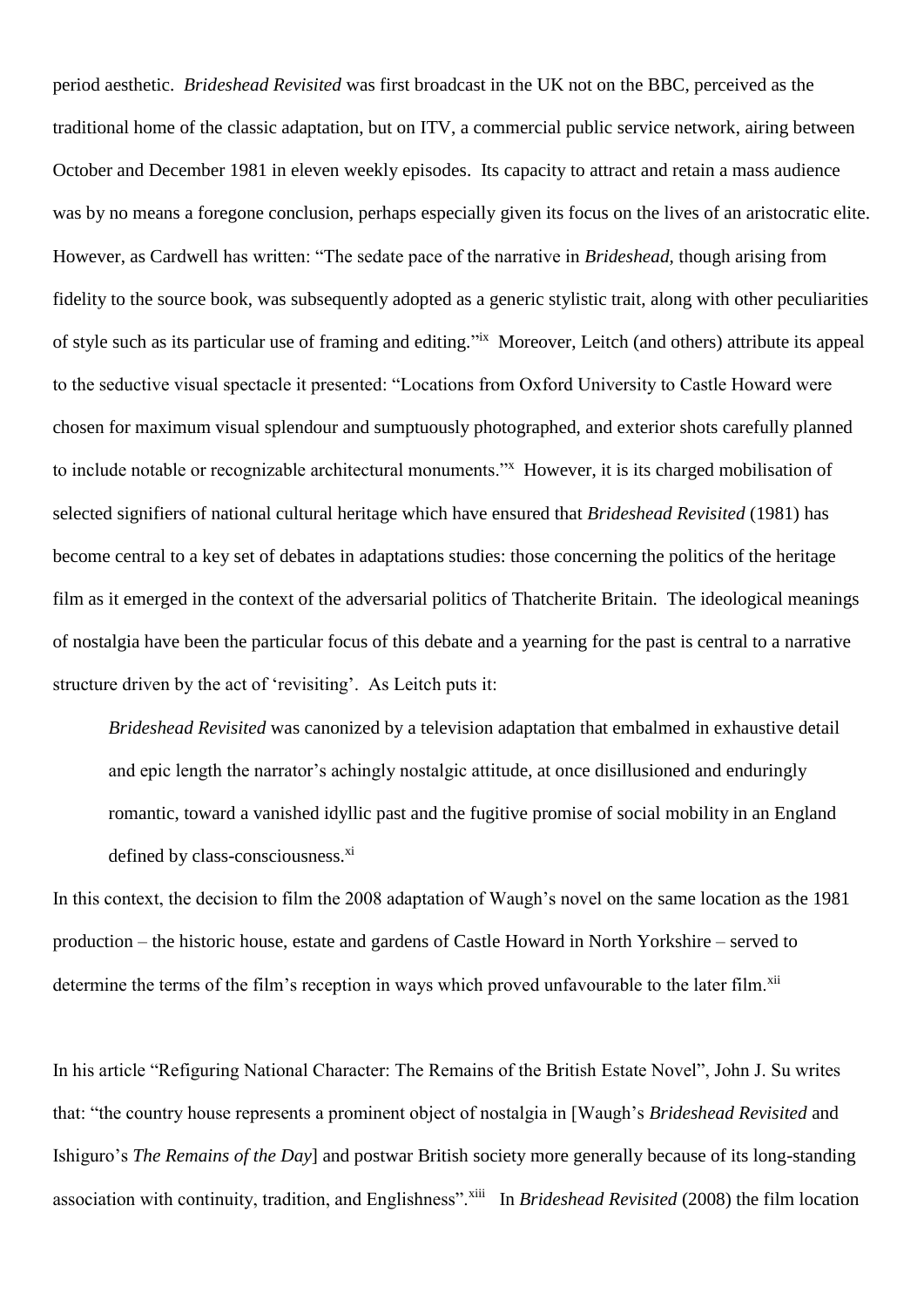period aesthetic. *Brideshead Revisited* was first broadcast in the UK not on the BBC, perceived as the traditional home of the classic adaptation, but on ITV, a commercial public service network, airing between October and December 1981 in eleven weekly episodes. Its capacity to attract and retain a mass audience was by no means a foregone conclusion, perhaps especially given its focus on the lives of an aristocratic elite. However, as Cardwell has written: "The sedate pace of the narrative in *Brideshead*, though arising from fidelity to the source book, was subsequently adopted as a generic stylistic trait, along with other peculiarities of style such as its particular use of framing and editing."[ix] Moreover, Leitch (and others) attribute its appeal to the seductive visual spectacle it presented: "Locations from Oxford University to Castle Howard were chosen for maximum visual splendour and sumptuously photographed, and exterior shots carefully planned to include notable or recognizable architectural monuments."[x] However, it is its charged mobilisation of selected signifiers of national cultural heritage which have ensured that *Brideshead Revisited* (1981) has become central to a key set of debates in adaptations studies: those concerning the politics of the heritage film as it emerged in the context of the adversarial politics of Thatcherite Britain. The ideological meanings of nostalgia have been the particular focus of this debate and a yearning for the past is central to a narrative structure driven by the act of 'revisiting'. As Leitch puts it:

> *Brideshead Revisited* was canonized by a television adaptation that embalmed in exhaustive detail and epic length the narrator's achingly nostalgic attitude, at once disillusioned and enduringly romantic, toward a vanished idyllic past and the fugitive promise of social mobility in an England defined by class-consciousness.[xi]

In this context, the decision to film the 2008 adaptation of Waugh's novel on the same location as the 1981 production – the historic house, estate and gardens of Castle Howard in North Yorkshire – served to determine the terms of the film's reception in ways which proved unfavourable to the later film.[xii]

In his article "Refiguring National Character: The Remains of the British Estate Novel", John J. Su writes that: "the country house represents a prominent object of nostalgia in [Waugh's *Brideshead Revisited* and Ishiguro's *The Remains of the Day*] and postwar British society more generally because of its long-standing association with continuity, tradition, and Englishness".[xiii] In *Brideshead Revisited* (2008) the film location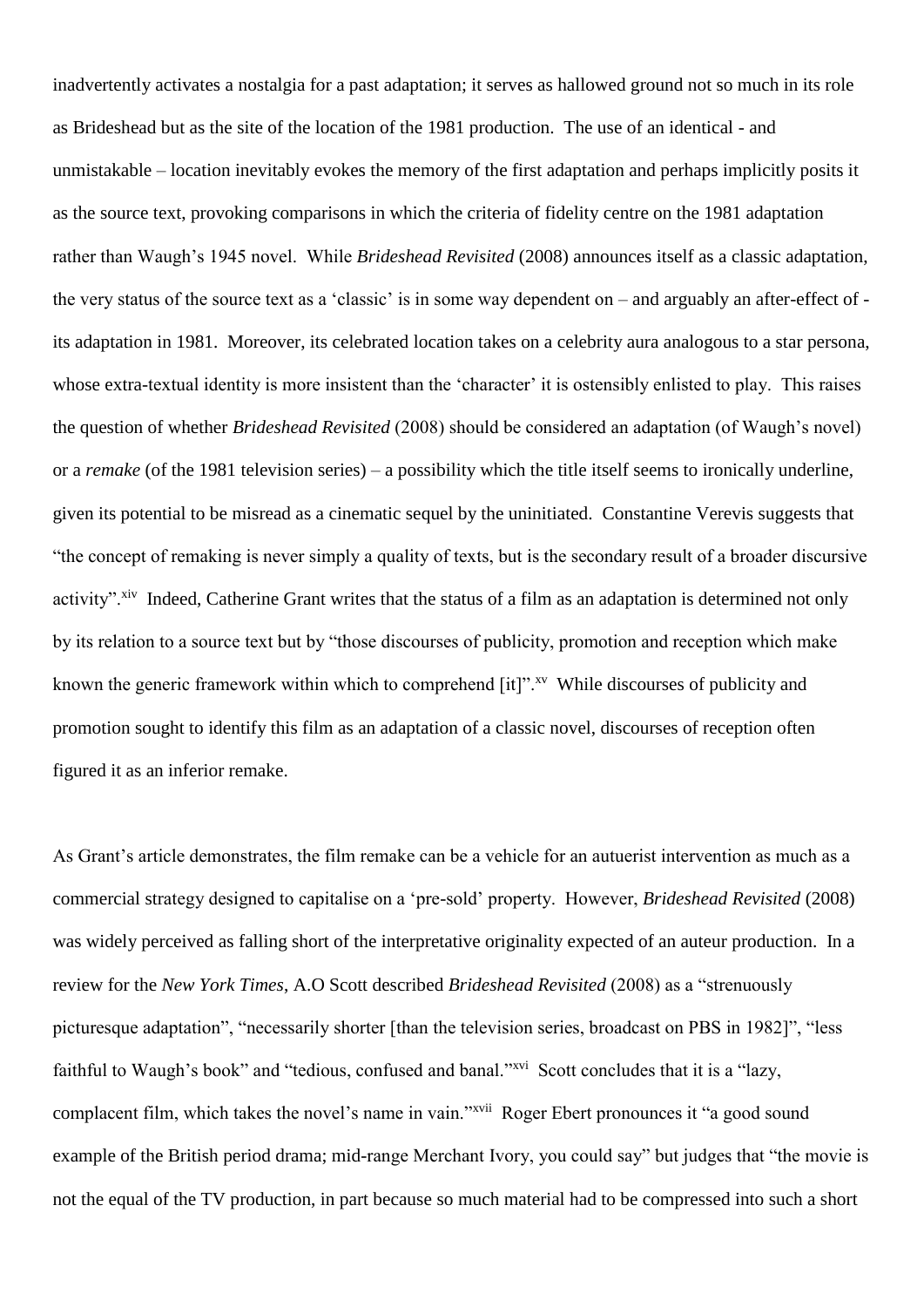inadvertently activates a nostalgia for a past adaptation; it serves as hallowed ground not so much in its role as Brideshead but as the site of the location of the 1981 production. The use of an identical - and unmistakable – location inevitably evokes the memory of the first adaptation and perhaps implicitly posits it as the source text, provoking comparisons in which the criteria of fidelity centre on the 1981 adaptation rather than Waugh's 1945 novel. While *Brideshead Revisited* (2008) announces itself as a classic adaptation, the very status of the source text as a 'classic' is in some way dependent on – and arguably an after-effect of - its adaptation in 1981. Moreover, its celebrated location takes on a celebrity aura analogous to a star persona, whose extra-textual identity is more insistent than the 'character' it is ostensibly enlisted to play. This raises the question of whether *Brideshead Revisited* (2008) should be considered an adaptation (of Waugh's novel) or a *remake* (of the 1981 television series) – a possibility which the title itself seems to ironically underline, given its potential to be misread as a cinematic sequel by the uninitiated. Constantine Verevis suggests that "the concept of remaking is never simply a quality of texts, but is the secondary result of a broader discursive activity".[xiv] Indeed, Catherine Grant writes that the status of a film as an adaptation is determined not only by its relation to a source text but by "those discourses of publicity, promotion and reception which make known the generic framework within which to comprehend [it]".[xv] While discourses of publicity and promotion sought to identify this film as an adaptation of a classic novel, discourses of reception often figured it as an inferior remake.

As Grant's article demonstrates, the film remake can be a vehicle for an autuerist intervention as much as a commercial strategy designed to capitalise on a 'pre-sold' property. However, *Brideshead Revisited* (2008) was widely perceived as falling short of the interpretative originality expected of an auteur production. In a review for the *New York Times*, A.O Scott described *Brideshead Revisited* (2008) as a "strenuously picturesque adaptation", "necessarily shorter [than the television series, broadcast on PBS in 1982]", "less faithful to Waugh's book" and "tedious, confused and banal."[xvi] Scott concludes that it is a "lazy, complacent film, which takes the novel's name in vain."[xvii] Roger Ebert pronounces it "a good sound example of the British period drama; mid-range Merchant Ivory, you could say" but judges that "the movie is not the equal of the TV production, in part because so much material had to be compressed into such a short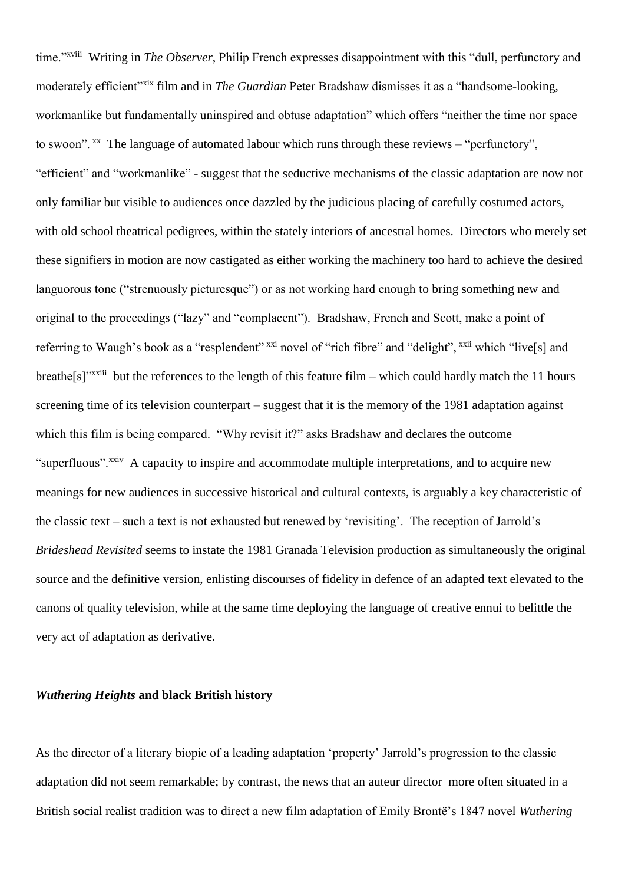time."[xviii] Writing in *The Observer*, Philip French expresses disappointment with this "dull, perfunctory and moderately efficient"[xix] film and in *The Guardian* Peter Bradshaw dismisses it as a "handsome-looking, workmanlike but fundamentally uninspired and obtuse adaptation" which offers "neither the time nor space to swoon".[xx] The language of automated labour which runs through these reviews – "perfunctory", "efficient" and "workmanlike" - suggest that the seductive mechanisms of the classic adaptation are now not only familiar but visible to audiences once dazzled by the judicious placing of carefully costumed actors, with old school theatrical pedigrees, within the stately interiors of ancestral homes. Directors who merely set these signifiers in motion are now castigated as either working the machinery too hard to achieve the desired languorous tone ("strenuously picturesque") or as not working hard enough to bring something new and original to the proceedings ("lazy" and "complacent"). Bradshaw, French and Scott, make a point of referring to Waugh's book as a "resplendent"[xxi] novel of "rich fibre" and "delight",[xxii] which "live[s] and breathe[s]"[xxiii] but the references to the length of this feature film – which could hardly match the 11 hours screening time of its television counterpart – suggest that it is the memory of the 1981 adaptation against which this film is being compared. "Why revisit it?" asks Bradshaw and declares the outcome "superfluous".[xxiv] A capacity to inspire and accommodate multiple interpretations, and to acquire new meanings for new audiences in successive historical and cultural contexts, is arguably a key characteristic of the classic text – such a text is not exhausted but renewed by 'revisiting'. The reception of Jarrold's *Brideshead Revisited* seems to instate the 1981 Granada Television production as simultaneously the original source and the definitive version, enlisting discourses of fidelity in defence of an adapted text elevated to the canons of quality television, while at the same time deploying the language of creative ennui to belittle the very act of adaptation as derivative.

## *Wuthering Heights* and black British history

As the director of a literary biopic of a leading adaptation 'property' Jarrold's progression to the classic adaptation did not seem remarkable; by contrast, the news that an auteur director more often situated in a British social realist tradition was to direct a new film adaptation of Emily Brontë's 1847 novel *Wuthering*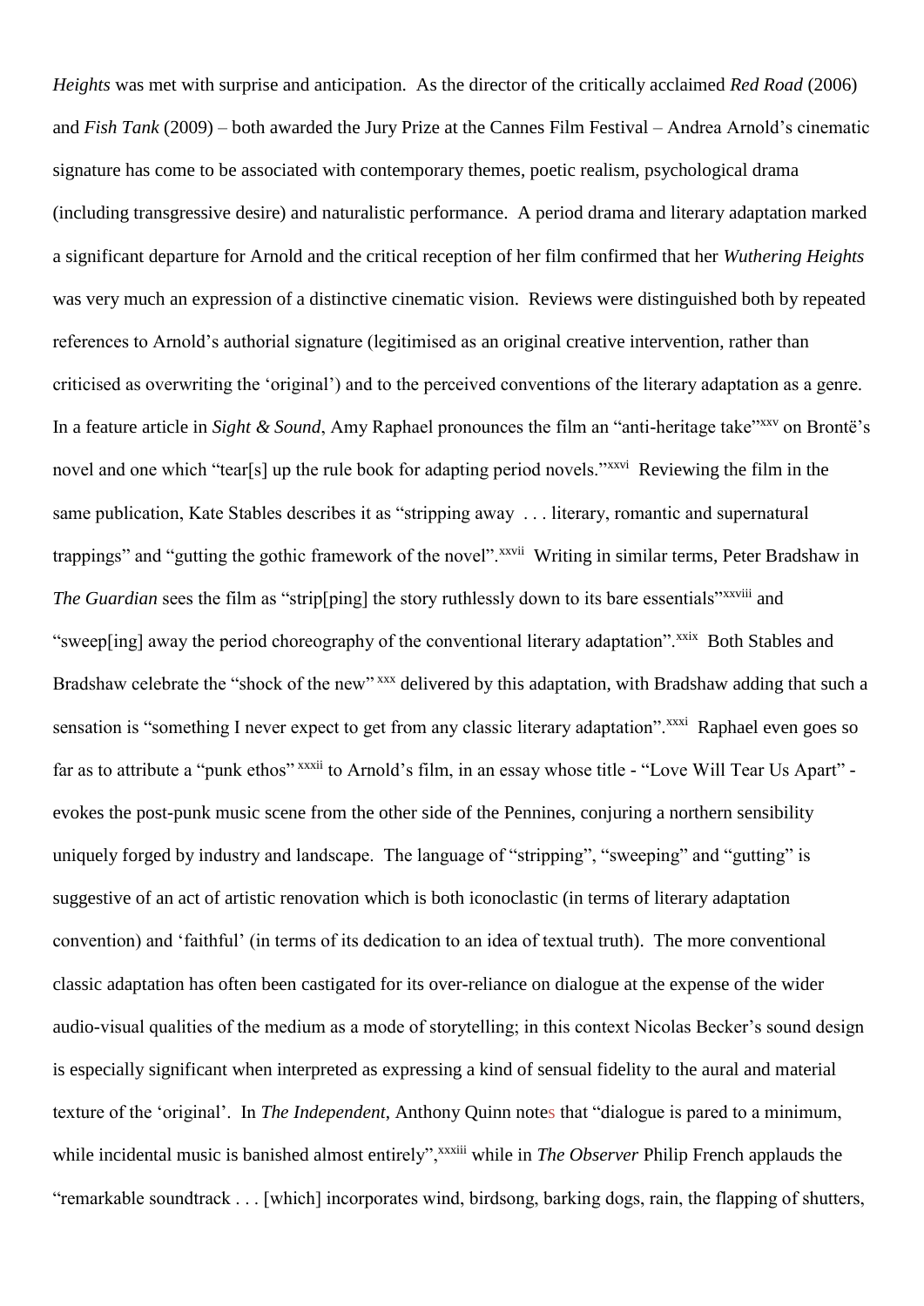*Heights* was met with surprise and anticipation. As the director of the critically acclaimed *Red Road* (2006) and *Fish Tank* (2009) – both awarded the Jury Prize at the Cannes Film Festival – Andrea Arnold's cinematic signature has come to be associated with contemporary themes, poetic realism, psychological drama (including transgressive desire) and naturalistic performance. A period drama and literary adaptation marked a significant departure for Arnold and the critical reception of her film confirmed that her *Wuthering Heights* was very much an expression of a distinctive cinematic vision. Reviews were distinguished both by repeated references to Arnold's authorial signature (legitimised as an original creative intervention, rather than criticised as overwriting the 'original') and to the perceived conventions of the literary adaptation as a genre. In a feature article in *Sight & Sound*, Amy Raphael pronounces the film an "anti-heritage take"[xxv] on Brontë's novel and one which "tear[s] up the rule book for adapting period novels."[xxvi] Reviewing the film in the same publication, Kate Stables describes it as "stripping away . . . literary, romantic and supernatural trappings" and "gutting the gothic framework of the novel".[xxvii] Writing in similar terms, Peter Bradshaw in *The Guardian* sees the film as "strip[ping] the story ruthlessly down to its bare essentials"[xxviii] and "sweep[ing] away the period choreography of the conventional literary adaptation".[xxix] Both Stables and Bradshaw celebrate the "shock of the new"[xxx] delivered by this adaptation, with Bradshaw adding that such a sensation is "something I never expect to get from any classic literary adaptation".[xxxi] Raphael even goes so far as to attribute a "punk ethos"[xxxii] to Arnold's film, in an essay whose title - "Love Will Tear Us Apart" - evokes the post-punk music scene from the other side of the Pennines, conjuring a northern sensibility uniquely forged by industry and landscape. The language of "stripping", "sweeping" and "gutting" is suggestive of an act of artistic renovation which is both iconoclastic (in terms of literary adaptation convention) and 'faithful' (in terms of its dedication to an idea of textual truth). The more conventional classic adaptation has often been castigated for its over-reliance on dialogue at the expense of the wider audio-visual qualities of the medium as a mode of storytelling; in this context Nicolas Becker's sound design is especially significant when interpreted as expressing a kind of sensual fidelity to the aural and material texture of the 'original'. In *The Independent*, Anthony Quinn notes that "dialogue is pared to a minimum, while incidental music is banished almost entirely",[xxxiii] while in *The Observer* Philip French applauds the "remarkable soundtrack . . . [which] incorporates wind, birdsong, barking dogs, rain, the flapping of shutters,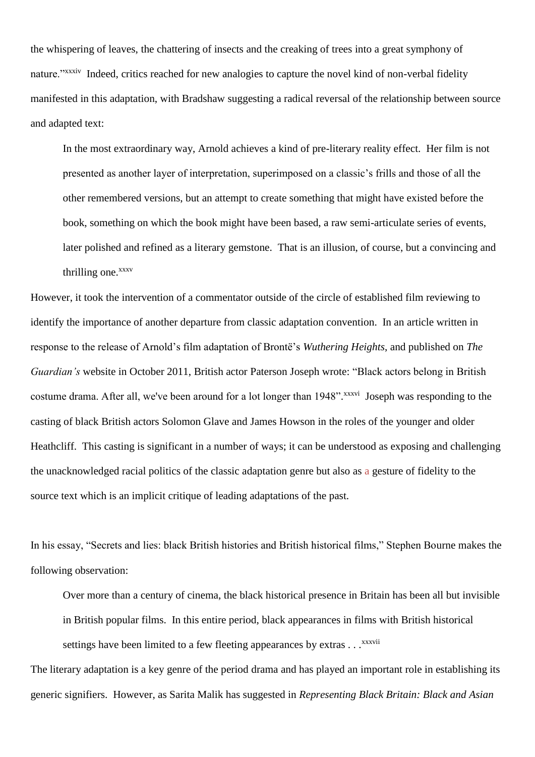the whispering of leaves, the chattering of insects and the creaking of trees into a great symphony of nature."[xxxiv] Indeed, critics reached for new analogies to capture the novel kind of non-verbal fidelity manifested in this adaptation, with Bradshaw suggesting a radical reversal of the relationship between source and adapted text:

> In the most extraordinary way, Arnold achieves a kind of pre-literary reality effect. Her film is not presented as another layer of interpretation, superimposed on a classic's frills and those of all the other remembered versions, but an attempt to create something that might have existed before the book, something on which the book might have been based, a raw semi-articulate series of events, later polished and refined as a literary gemstone. That is an illusion, of course, but a convincing and thrilling one.[xxxv]

However, it took the intervention of a commentator outside of the circle of established film reviewing to identify the importance of another departure from classic adaptation convention. In an article written in response to the release of Arnold's film adaptation of Brontë's *Wuthering Heights*, and published on *The Guardian's* website in October 2011, British actor Paterson Joseph wrote: "Black actors belong in British costume drama. After all, we've been around for a lot longer than 1948".[xxxvi] Joseph was responding to the casting of black British actors Solomon Glave and James Howson in the roles of the younger and older Heathcliff. This casting is significant in a number of ways; it can be understood as exposing and challenging the unacknowledged racial politics of the classic adaptation genre but also as a gesture of fidelity to the source text which is an implicit critique of leading adaptations of the past.

In his essay, "Secrets and lies: black British histories and British historical films," Stephen Bourne makes the following observation:

> Over more than a century of cinema, the black historical presence in Britain has been all but invisible in British popular films. In this entire period, black appearances in films with British historical settings have been limited to a few fleeting appearances by extras . . .[xxxvii]

The literary adaptation is a key genre of the period drama and has played an important role in establishing its generic signifiers. However, as Sarita Malik has suggested in *Representing Black Britain: Black and Asian*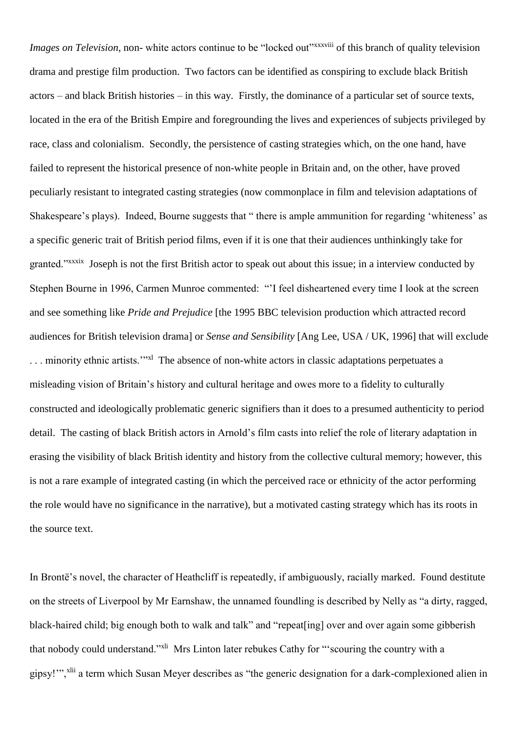*Images on Television*, non- white actors continue to be "locked out"[xxxviii] of this branch of quality television drama and prestige film production. Two factors can be identified as conspiring to exclude black British actors – and black British histories – in this way. Firstly, the dominance of a particular set of source texts, located in the era of the British Empire and foregrounding the lives and experiences of subjects privileged by race, class and colonialism. Secondly, the persistence of casting strategies which, on the one hand, have failed to represent the historical presence of non-white people in Britain and, on the other, have proved peculiarly resistant to integrated casting strategies (now commonplace in film and television adaptations of Shakespeare's plays). Indeed, Bourne suggests that " there is ample ammunition for regarding 'whiteness' as a specific generic trait of British period films, even if it is one that their audiences unthinkingly take for granted."[xxxix] Joseph is not the first British actor to speak out about this issue; in a interview conducted by Stephen Bourne in 1996, Carmen Munroe commented: "'I feel disheartened every time I look at the screen and see something like *Pride and Prejudice* [the 1995 BBC television production which attracted record audiences for British television drama] or *Sense and Sensibility* [Ang Lee, USA / UK, 1996] that will exclude . . . minority ethnic artists.'"[xl] The absence of non-white actors in classic adaptations perpetuates a misleading vision of Britain's history and cultural heritage and owes more to a fidelity to culturally constructed and ideologically problematic generic signifiers than it does to a presumed authenticity to period detail. The casting of black British actors in Arnold's film casts into relief the role of literary adaptation in erasing the visibility of black British identity and history from the collective cultural memory; however, this is not a rare example of integrated casting (in which the perceived race or ethnicity of the actor performing the role would have no significance in the narrative), but a motivated casting strategy which has its roots in the source text.

In Brontë's novel, the character of Heathcliff is repeatedly, if ambiguously, racially marked. Found destitute on the streets of Liverpool by Mr Earnshaw, the unnamed foundling is described by Nelly as "a dirty, ragged, black-haired child; big enough both to walk and talk" and "repeat[ing] over and over again some gibberish that nobody could understand."[xli] Mrs Linton later rebukes Cathy for "'scouring the country with a gipsy!'",[xlii] a term which Susan Meyer describes as "the generic designation for a dark-complexioned alien in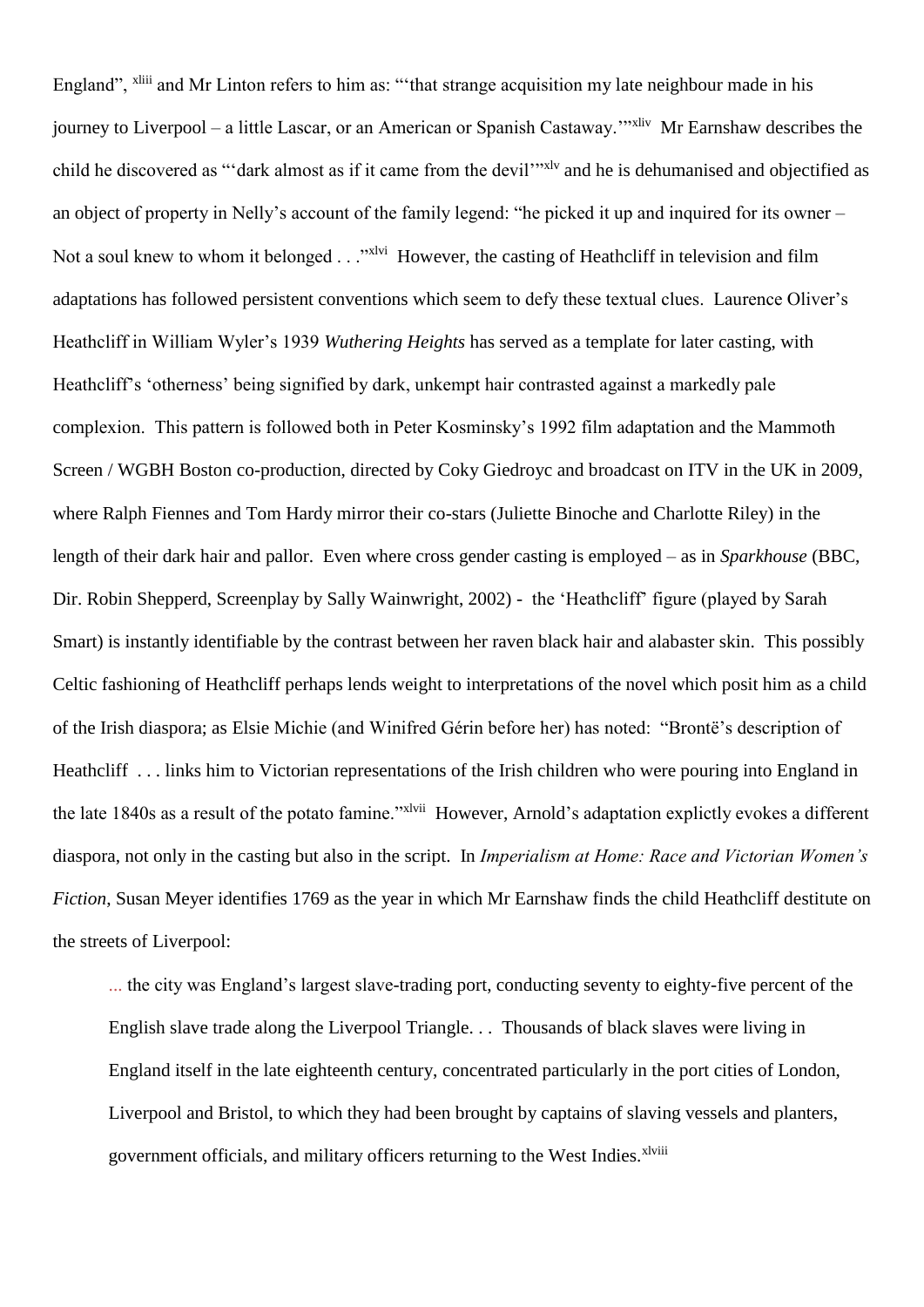England", [xliii] and Mr Linton refers to him as: "'that strange acquisition my late neighbour made in his journey to Liverpool – a little Lascar, or an American or Spanish Castaway.'"[xliv] Mr Earnshaw describes the child he discovered as "'dark almost as if it came from the devil'"[xlv] and he is dehumanised and objectified as an object of property in Nelly's account of the family legend: "he picked it up and inquired for its owner – Not a soul knew to whom it belonged . . ."[xlvi] However, the casting of Heathcliff in television and film adaptations has followed persistent conventions which seem to defy these textual clues. Laurence Oliver's Heathcliff in William Wyler's 1939 *Wuthering Heights* has served as a template for later casting, with Heathcliff's 'otherness' being signified by dark, unkempt hair contrasted against a markedly pale complexion. This pattern is followed both in Peter Kosminsky's 1992 film adaptation and the Mammoth Screen / WGBH Boston co-production, directed by Coky Giedroyc and broadcast on ITV in the UK in 2009, where Ralph Fiennes and Tom Hardy mirror their co-stars (Juliette Binoche and Charlotte Riley) in the length of their dark hair and pallor. Even where cross gender casting is employed – as in *Sparkhouse* (BBC, Dir. Robin Shepperd, Screenplay by Sally Wainwright, 2002) - the 'Heathcliff' figure (played by Sarah Smart) is instantly identifiable by the contrast between her raven black hair and alabaster skin. This possibly Celtic fashioning of Heathcliff perhaps lends weight to interpretations of the novel which posit him as a child of the Irish diaspora; as Elsie Michie (and Winifred Gérin before her) has noted: "Brontë's description of Heathcliff . . . links him to Victorian representations of the Irish children who were pouring into England in the late 1840s as a result of the potato famine."[xlvii] However, Arnold's adaptation explictly evokes a different diaspora, not only in the casting but also in the script. In *Imperialism at Home: Race and Victorian Women's Fiction*, Susan Meyer identifies 1769 as the year in which Mr Earnshaw finds the child Heathcliff destitute on the streets of Liverpool:

> ... the city was England's largest slave-trading port, conducting seventy to eighty-five percent of the English slave trade along the Liverpool Triangle. . . Thousands of black slaves were living in England itself in the late eighteenth century, concentrated particularly in the port cities of London, Liverpool and Bristol, to which they had been brought by captains of slaving vessels and planters, government officials, and military officers returning to the West Indies.[xlviii]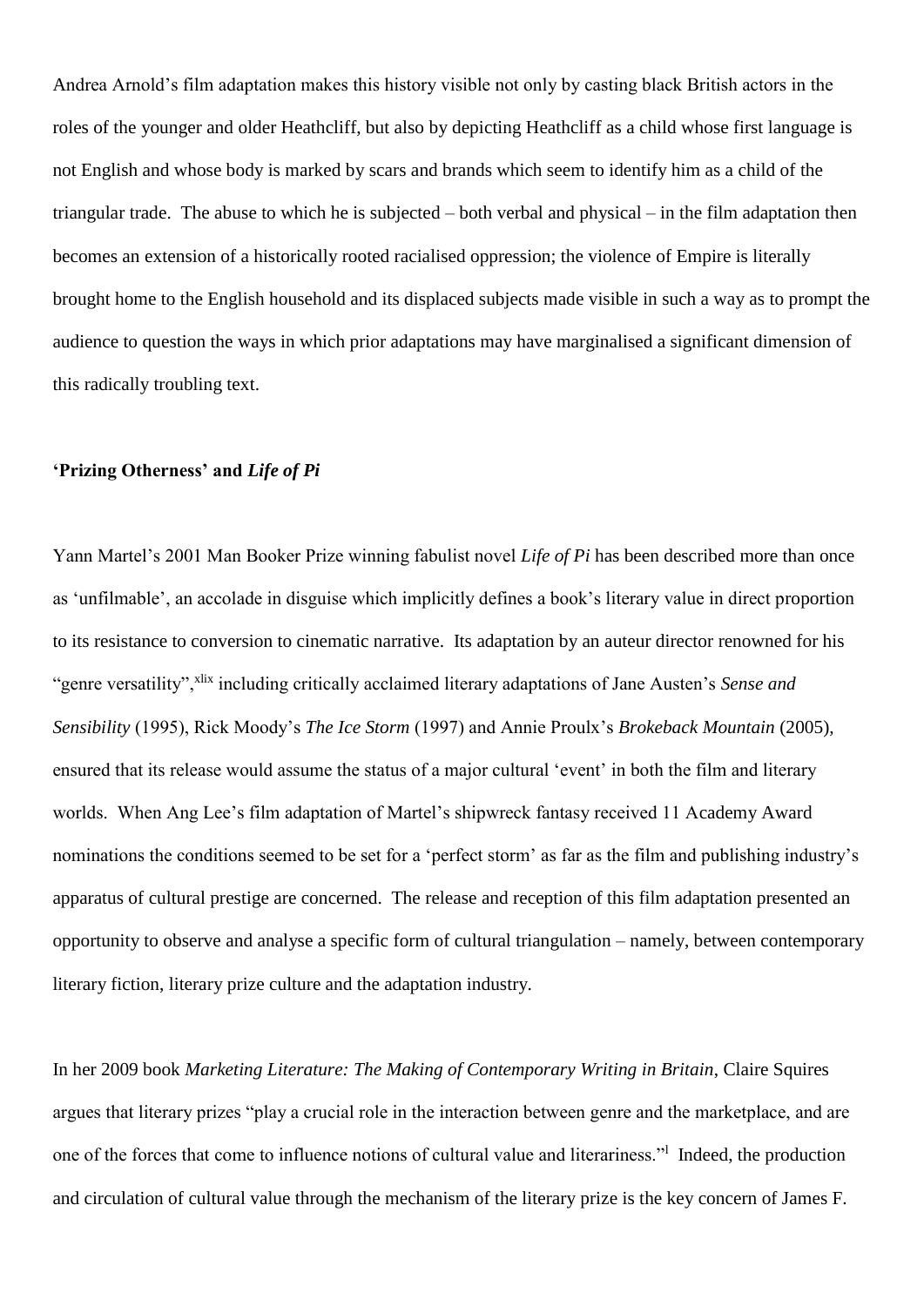Andrea Arnold's film adaptation makes this history visible not only by casting black British actors in the roles of the younger and older Heathcliff, but also by depicting Heathcliff as a child whose first language is not English and whose body is marked by scars and brands which seem to identify him as a child of the triangular trade. The abuse to which he is subjected – both verbal and physical – in the film adaptation then becomes an extension of a historically rooted racialised oppression; the violence of Empire is literally brought home to the English household and its displaced subjects made visible in such a way as to prompt the audience to question the ways in which prior adaptations may have marginalised a significant dimension of this radically troubling text.

**'Prizing Otherness' and *Life of Pi***

Yann Martel's 2001 Man Booker Prize winning fabulist novel *Life of Pi* has been described more than once as 'unfilmable', an accolade in disguise which implicitly defines a book's literary value in direct proportion to its resistance to conversion to cinematic narrative. Its adaptation by an auteur director renowned for his "genre versatility",[xlix] including critically acclaimed literary adaptations of Jane Austen's *Sense and Sensibility* (1995), Rick Moody's *The Ice Storm* (1997) and Annie Proulx's *Brokeback Mountain* (2005), ensured that its release would assume the status of a major cultural 'event' in both the film and literary worlds. When Ang Lee's film adaptation of Martel's shipwreck fantasy received 11 Academy Award nominations the conditions seemed to be set for a 'perfect storm' as far as the film and publishing industry's apparatus of cultural prestige are concerned. The release and reception of this film adaptation presented an opportunity to observe and analyse a specific form of cultural triangulation – namely, between contemporary literary fiction, literary prize culture and the adaptation industry.

In her 2009 book *Marketing Literature: The Making of Contemporary Writing in Britain*, Claire Squires argues that literary prizes "play a crucial role in the interaction between genre and the marketplace, and are one of the forces that come to influence notions of cultural value and literariness."[l] Indeed, the production and circulation of cultural value through the mechanism of the literary prize is the key concern of James F.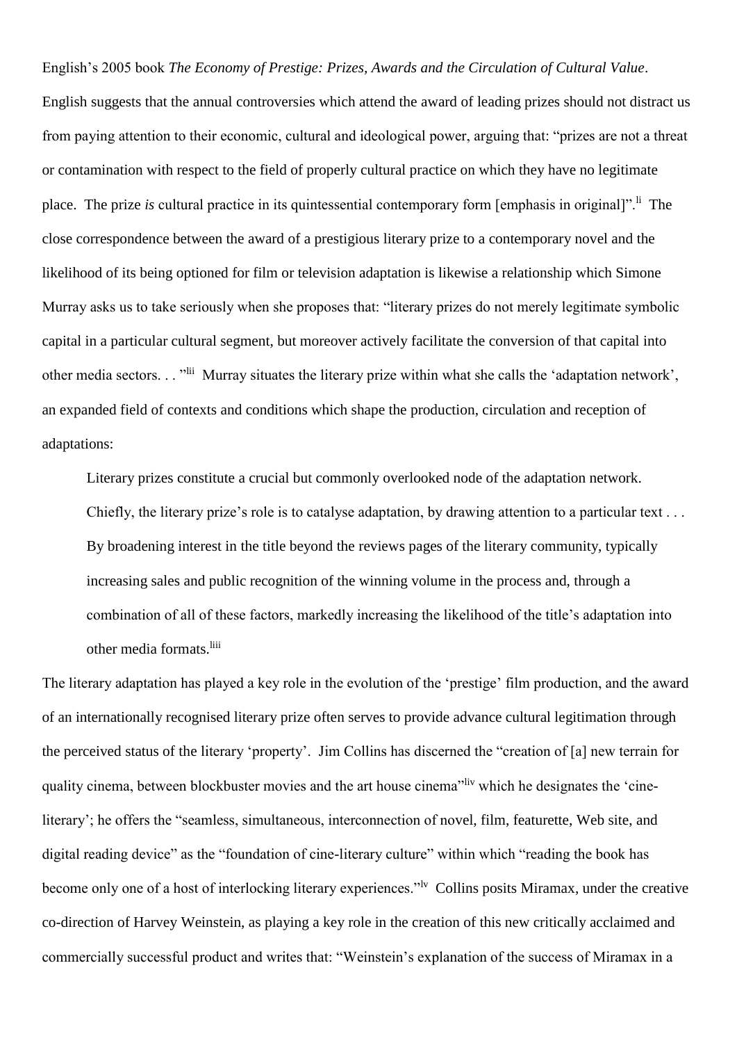English's 2005 book *The Economy of Prestige: Prizes, Awards and the Circulation of Cultural Value*. English suggests that the annual controversies which attend the award of leading prizes should not distract us from paying attention to their economic, cultural and ideological power, arguing that: "prizes are not a threat or contamination with respect to the field of properly cultural practice on which they have no legitimate place. The prize *is* cultural practice in its quintessential contemporary form [emphasis in original]".[li] The close correspondence between the award of a prestigious literary prize to a contemporary novel and the likelihood of its being optioned for film or television adaptation is likewise a relationship which Simone Murray asks us to take seriously when she proposes that: "literary prizes do not merely legitimate symbolic capital in a particular cultural segment, but moreover actively facilitate the conversion of that capital into other media sectors. . . "[lii] Murray situates the literary prize within what she calls the 'adaptation network', an expanded field of contexts and conditions which shape the production, circulation and reception of adaptations:

> Literary prizes constitute a crucial but commonly overlooked node of the adaptation network. Chiefly, the literary prize's role is to catalyse adaptation, by drawing attention to a particular text . . . By broadening interest in the title beyond the reviews pages of the literary community, typically increasing sales and public recognition of the winning volume in the process and, through a combination of all of these factors, markedly increasing the likelihood of the title's adaptation into other media formats.[liii]

The literary adaptation has played a key role in the evolution of the 'prestige' film production, and the award of an internationally recognised literary prize often serves to provide advance cultural legitimation through the perceived status of the literary 'property'. Jim Collins has discerned the "creation of [a] new terrain for quality cinema, between blockbuster movies and the art house cinema"[liv] which he designates the 'cine-literary'; he offers the "seamless, simultaneous, interconnection of novel, film, featurette, Web site, and digital reading device" as the "foundation of cine-literary culture" within which "reading the book has become only one of a host of interlocking literary experiences."[lv] Collins posits Miramax, under the creative co-direction of Harvey Weinstein, as playing a key role in the creation of this new critically acclaimed and commercially successful product and writes that: "Weinstein's explanation of the success of Miramax in a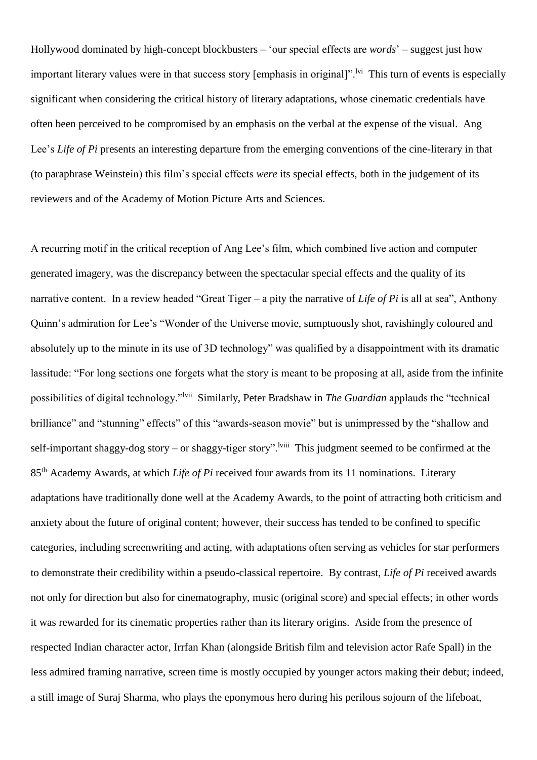Hollywood dominated by high-concept blockbusters – 'our special effects are *words*' – suggest just how important literary values were in that success story [emphasis in original]".[lvi] This turn of events is especially significant when considering the critical history of literary adaptations, whose cinematic credentials have often been perceived to be compromised by an emphasis on the verbal at the expense of the visual. Ang Lee's *Life of Pi* presents an interesting departure from the emerging conventions of the cine-literary in that (to paraphrase Weinstein) this film's special effects *were* its special effects, both in the judgement of its reviewers and of the Academy of Motion Picture Arts and Sciences.

A recurring motif in the critical reception of Ang Lee's film, which combined live action and computer generated imagery, was the discrepancy between the spectacular special effects and the quality of its narrative content. In a review headed "Great Tiger – a pity the narrative of *Life of Pi* is all at sea", Anthony Quinn's admiration for Lee's "Wonder of the Universe movie, sumptuously shot, ravishingly coloured and absolutely up to the minute in its use of 3D technology" was qualified by a disappointment with its dramatic lassitude: "For long sections one forgets what the story is meant to be proposing at all, aside from the infinite possibilities of digital technology."[lvii] Similarly, Peter Bradshaw in *The Guardian* applauds the "technical brilliance" and "stunning" effects" of this "awards-season movie" but is unimpressed by the "shallow and self-important shaggy-dog story – or shaggy-tiger story".[lviii] This judgment seemed to be confirmed at the 85th Academy Awards, at which *Life of Pi* received four awards from its 11 nominations. Literary adaptations have traditionally done well at the Academy Awards, to the point of attracting both criticism and anxiety about the future of original content; however, their success has tended to be confined to specific categories, including screenwriting and acting, with adaptations often serving as vehicles for star performers to demonstrate their credibility within a pseudo-classical repertoire. By contrast, *Life of Pi* received awards not only for direction but also for cinematography, music (original score) and special effects; in other words it was rewarded for its cinematic properties rather than its literary origins. Aside from the presence of respected Indian character actor, Irrfan Khan (alongside British film and television actor Rafe Spall) in the less admired framing narrative, screen time is mostly occupied by younger actors making their debut; indeed, a still image of Suraj Sharma, who plays the eponymous hero during his perilous sojourn of the lifeboat,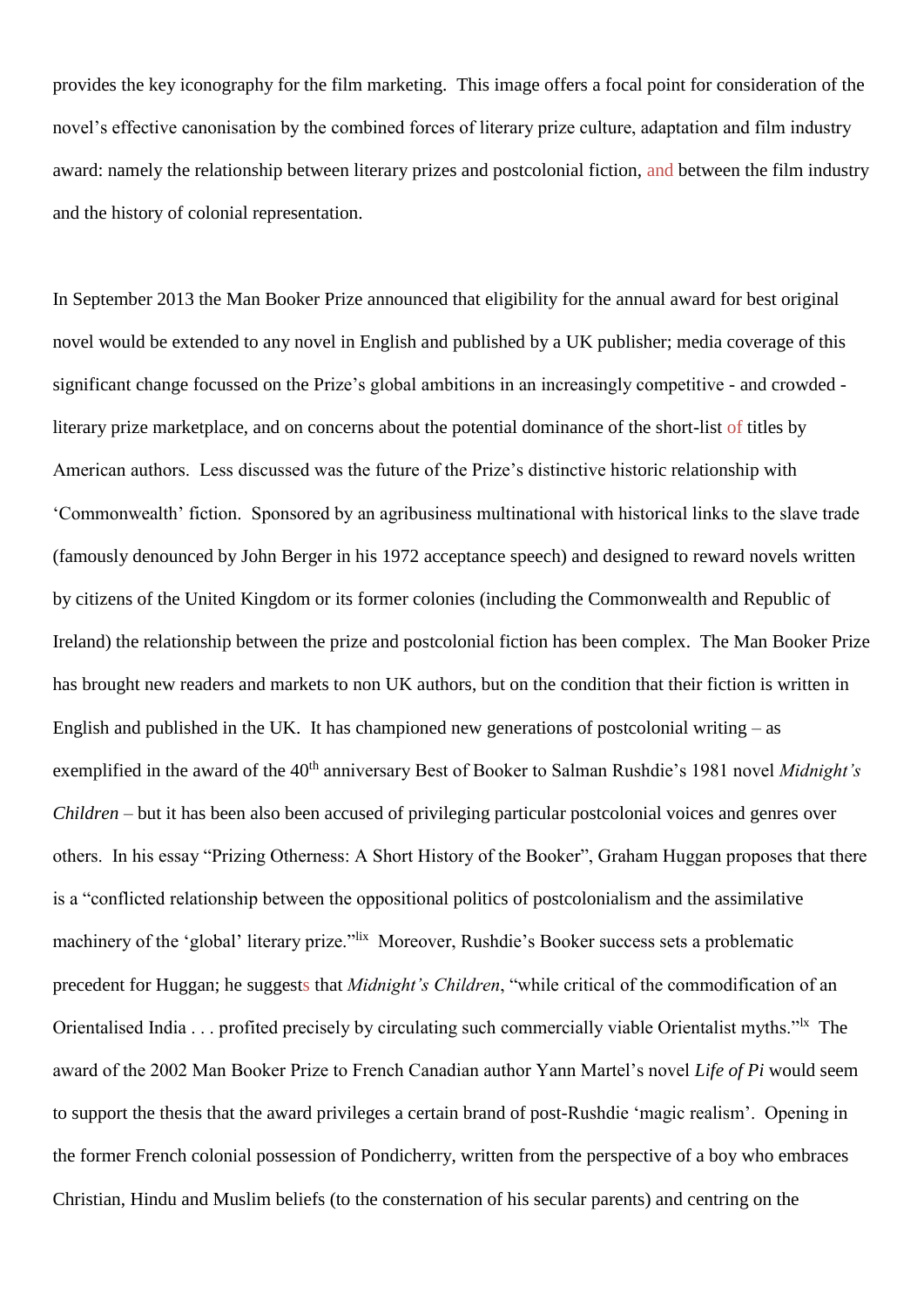provides the key iconography for the film marketing. This image offers a focal point for consideration of the novel's effective canonisation by the combined forces of literary prize culture, adaptation and film industry award: namely the relationship between literary prizes and postcolonial fiction, and between the film industry and the history of colonial representation.

In September 2013 the Man Booker Prize announced that eligibility for the annual award for best original novel would be extended to any novel in English and published by a UK publisher; media coverage of this significant change focussed on the Prize's global ambitions in an increasingly competitive - and crowded - literary prize marketplace, and on concerns about the potential dominance of the short-list of titles by American authors. Less discussed was the future of the Prize's distinctive historic relationship with 'Commonwealth' fiction. Sponsored by an agribusiness multinational with historical links to the slave trade (famously denounced by John Berger in his 1972 acceptance speech) and designed to reward novels written by citizens of the United Kingdom or its former colonies (including the Commonwealth and Republic of Ireland) the relationship between the prize and postcolonial fiction has been complex. The Man Booker Prize has brought new readers and markets to non UK authors, but on the condition that their fiction is written in English and published in the UK. It has championed new generations of postcolonial writing – as exemplified in the award of the 40th anniversary Best of Booker to Salman Rushdie's 1981 novel *Midnight's Children* – but it has been also been accused of privileging particular postcolonial voices and genres over others. In his essay "Prizing Otherness: A Short History of the Booker", Graham Huggan proposes that there is a "conflicted relationship between the oppositional politics of postcolonialism and the assimilative machinery of the 'global' literary prize."[lix] Moreover, Rushdie's Booker success sets a problematic precedent for Huggan; he suggests that *Midnight's Children*, "while critical of the commodification of an Orientalised India . . . profited precisely by circulating such commercially viable Orientalist myths."[lx] The award of the 2002 Man Booker Prize to French Canadian author Yann Martel's novel *Life of Pi* would seem to support the thesis that the award privileges a certain brand of post-Rushdie 'magic realism'. Opening in the former French colonial possession of Pondicherry, written from the perspective of a boy who embraces Christian, Hindu and Muslim beliefs (to the consternation of his secular parents) and centring on the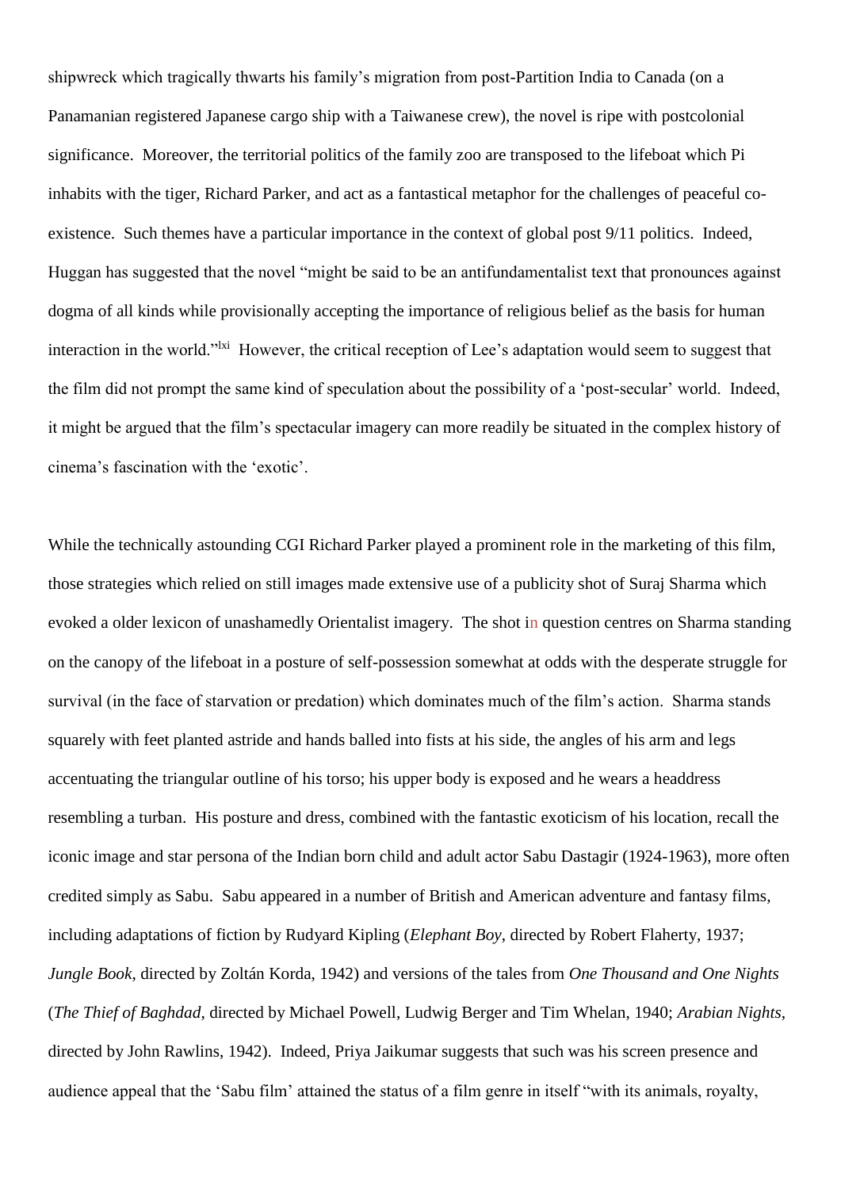shipwreck which tragically thwarts his family's migration from post-Partition India to Canada (on a Panamanian registered Japanese cargo ship with a Taiwanese crew), the novel is ripe with postcolonial significance. Moreover, the territorial politics of the family zoo are transposed to the lifeboat which Pi inhabits with the tiger, Richard Parker, and act as a fantastical metaphor for the challenges of peaceful co-existence. Such themes have a particular importance in the context of global post 9/11 politics. Indeed, Huggan has suggested that the novel "might be said to be an antifundamentalist text that pronounces against dogma of all kinds while provisionally accepting the importance of religious belief as the basis for human interaction in the world."[lxi] However, the critical reception of Lee's adaptation would seem to suggest that the film did not prompt the same kind of speculation about the possibility of a 'post-secular' world. Indeed, it might be argued that the film's spectacular imagery can more readily be situated in the complex history of cinema's fascination with the 'exotic'.

While the technically astounding CGI Richard Parker played a prominent role in the marketing of this film, those strategies which relied on still images made extensive use of a publicity shot of Suraj Sharma which evoked a older lexicon of unashamedly Orientalist imagery. The shot in question centres on Sharma standing on the canopy of the lifeboat in a posture of self-possession somewhat at odds with the desperate struggle for survival (in the face of starvation or predation) which dominates much of the film's action. Sharma stands squarely with feet planted astride and hands balled into fists at his side, the angles of his arm and legs accentuating the triangular outline of his torso; his upper body is exposed and he wears a headdress resembling a turban. His posture and dress, combined with the fantastic exoticism of his location, recall the iconic image and star persona of the Indian born child and adult actor Sabu Dastagir (1924-1963), more often credited simply as Sabu. Sabu appeared in a number of British and American adventure and fantasy films, including adaptations of fiction by Rudyard Kipling (*Elephant Boy*, directed by Robert Flaherty, 1937; *Jungle Book*, directed by Zoltán Korda, 1942) and versions of the tales from *One Thousand and One Nights* (*The Thief of Baghdad*, directed by Michael Powell, Ludwig Berger and Tim Whelan, 1940; *Arabian Nights*, directed by John Rawlins, 1942). Indeed, Priya Jaikumar suggests that such was his screen presence and audience appeal that the 'Sabu film' attained the status of a film genre in itself "with its animals, royalty,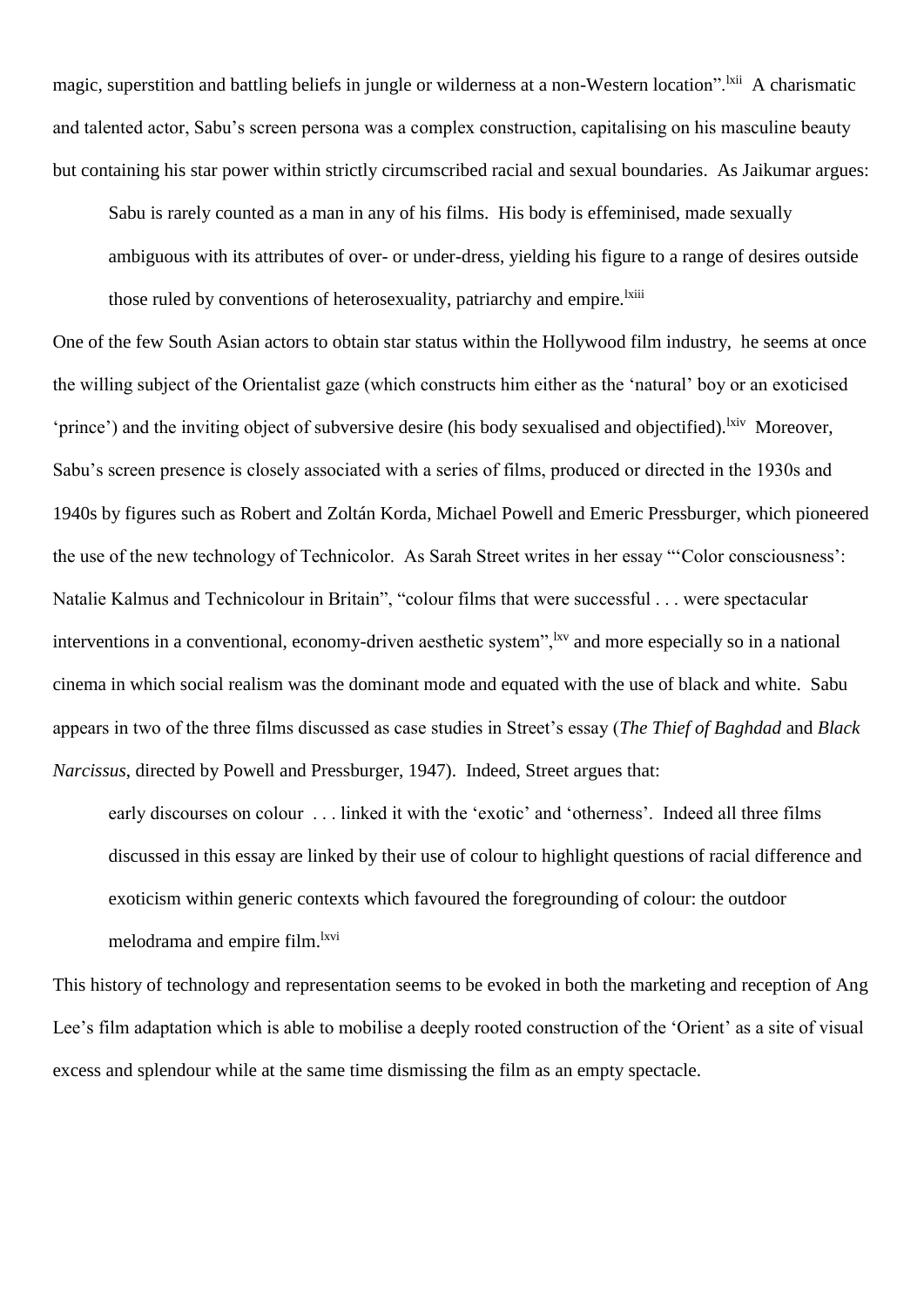magic, superstition and battling beliefs in jungle or wilderness at a non-Western location".[lxii] A charismatic and talented actor, Sabu's screen persona was a complex construction, capitalising on his masculine beauty but containing his star power within strictly circumscribed racial and sexual boundaries. As Jaikumar argues:

> Sabu is rarely counted as a man in any of his films. His body is effeminised, made sexually ambiguous with its attributes of over- or under-dress, yielding his figure to a range of desires outside those ruled by conventions of heterosexuality, patriarchy and empire.[lxiii]

One of the few South Asian actors to obtain star status within the Hollywood film industry, he seems at once the willing subject of the Orientalist gaze (which constructs him either as the 'natural' boy or an exoticised 'prince') and the inviting object of subversive desire (his body sexualised and objectified).[lxiv] Moreover, Sabu's screen presence is closely associated with a series of films, produced or directed in the 1930s and 1940s by figures such as Robert and Zoltán Korda, Michael Powell and Emeric Pressburger, which pioneered the use of the new technology of Technicolor. As Sarah Street writes in her essay "'Color consciousness': Natalie Kalmus and Technicolour in Britain", "colour films that were successful . . . were spectacular interventions in a conventional, economy-driven aesthetic system",[lxv] and more especially so in a national cinema in which social realism was the dominant mode and equated with the use of black and white. Sabu appears in two of the three films discussed as case studies in Street's essay (*The Thief of Baghdad* and *Black Narcissus*, directed by Powell and Pressburger, 1947). Indeed, Street argues that:

> early discourses on colour . . . linked it with the 'exotic' and 'otherness'. Indeed all three films discussed in this essay are linked by their use of colour to highlight questions of racial difference and exoticism within generic contexts which favoured the foregrounding of colour: the outdoor melodrama and empire film.[lxvi]

This history of technology and representation seems to be evoked in both the marketing and reception of Ang Lee's film adaptation which is able to mobilise a deeply rooted construction of the 'Orient' as a site of visual excess and splendour while at the same time dismissing the film as an empty spectacle.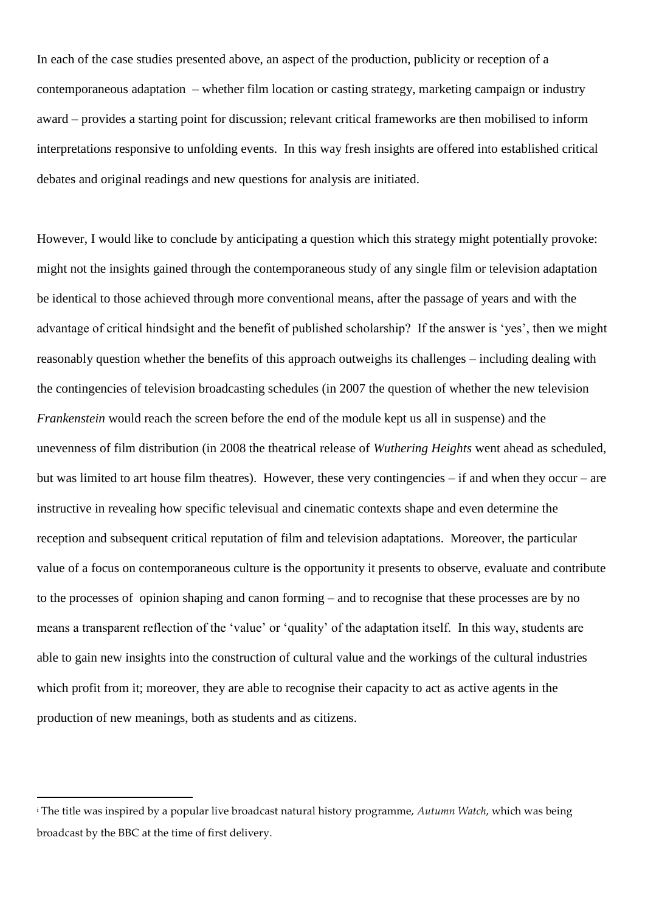In each of the case studies presented above, an aspect of the production, publicity or reception of a contemporaneous adaptation – whether film location or casting strategy, marketing campaign or industry award – provides a starting point for discussion; relevant critical frameworks are then mobilised to inform interpretations responsive to unfolding events. In this way fresh insights are offered into established critical debates and original readings and new questions for analysis are initiated.

However, I would like to conclude by anticipating a question which this strategy might potentially provoke: might not the insights gained through the contemporaneous study of any single film or television adaptation be identical to those achieved through more conventional means, after the passage of years and with the advantage of critical hindsight and the benefit of published scholarship? If the answer is 'yes', then we might reasonably question whether the benefits of this approach outweighs its challenges – including dealing with the contingencies of television broadcasting schedules (in 2007 the question of whether the new television *Frankenstein* would reach the screen before the end of the module kept us all in suspense) and the unevenness of film distribution (in 2008 the theatrical release of *Wuthering Heights* went ahead as scheduled, but was limited to art house film theatres). However, these very contingencies – if and when they occur – are instructive in revealing how specific televisual and cinematic contexts shape and even determine the reception and subsequent critical reputation of film and television adaptations. Moreover, the particular value of a focus on contemporaneous culture is the opportunity it presents to observe, evaluate and contribute to the processes of opinion shaping and canon forming – and to recognise that these processes are by no means a transparent reflection of the 'value' or 'quality' of the adaptation itself. In this way, students are able to gain new insights into the construction of cultural value and the workings of the cultural industries which profit from it; moreover, they are able to recognise their capacity to act as active agents in the production of new meanings, both as students and as citizens.

---

[i] The title was inspired by a popular live broadcast natural history programme, *Autumn Watch*, which was being broadcast by the BBC at the time of first delivery.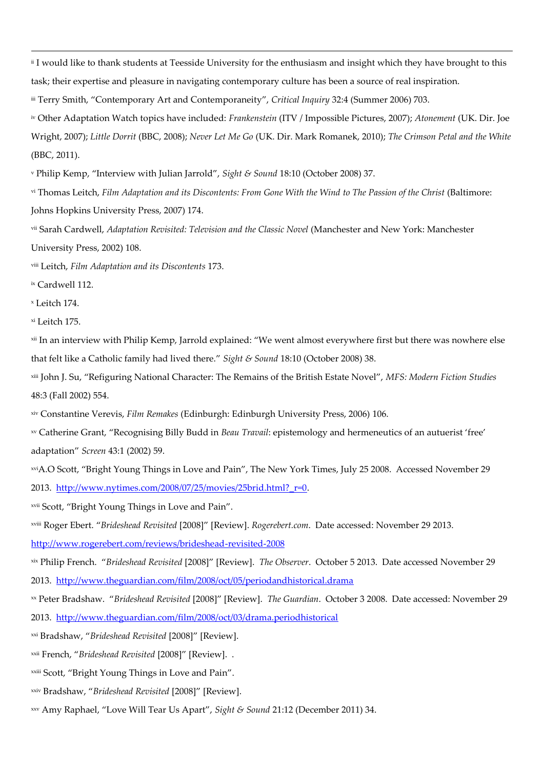---

[ii] I would like to thank students at Teesside University for the enthusiasm and insight which they have brought to this task; their expertise and pleasure in navigating contemporary culture has been a source of real inspiration.

[iii] Terry Smith, "Contemporary Art and Contemporaneity", *Critical Inquiry* 32:4 (Summer 2006) 703.

[iv] Other Adaptation Watch topics have included: *Frankenstein* (ITV / Impossible Pictures, 2007); *Atonement* (UK. Dir. Joe Wright, 2007); *Little Dorrit* (BBC, 2008); *Never Let Me Go* (UK. Dir. Mark Romanek, 2010); *The Crimson Petal and the White* (BBC, 2011).

[v] Philip Kemp, "Interview with Julian Jarrold", *Sight & Sound* 18:10 (October 2008) 37.

[vi] Thomas Leitch, *Film Adaptation and its Discontents: From Gone With the Wind to The Passion of the Christ* (Baltimore: Johns Hopkins University Press, 2007) 174.

[vii] Sarah Cardwell, *Adaptation Revisited: Television and the Classic Novel* (Manchester and New York: Manchester University Press, 2002) 108.

[viii] Leitch, *Film Adaptation and its Discontents* 173.

[ix] Cardwell 112.

[x] Leitch 174.

[xi] Leitch 175.

[xii] In an interview with Philip Kemp, Jarrold explained: "We went almost everywhere first but there was nowhere else that felt like a Catholic family had lived there." *Sight & Sound* 18:10 (October 2008) 38.

[xiii] John J. Su, "Refiguring National Character: The Remains of the British Estate Novel", *MFS: Modern Fiction Studies* 48:3 (Fall 2002) 554.

[xiv] Constantine Verevis, *Film Remakes* (Edinburgh: Edinburgh University Press, 2006) 106.

[xv] Catherine Grant, "Recognising Billy Budd in *Beau Travail*: epistemology and hermeneutics of an autueurist 'free' adaptation" *Screen* 43:1 (2002) 59.

[xvi] A.O Scott, "Bright Young Things in Love and Pain", The New York Times, July 25 2008. Accessed November 29 2013. http://www.nytimes.com/2008/07/25/movies/25brid.html?_r=0.

[xvii] Scott, "Bright Young Things in Love and Pain".

[xviii] Roger Ebert. "*Brideshead Revisited* [2008]" [Review]. *Rogerebert.com*. Date accessed: November 29 2013. http://www.rogerebert.com/reviews/brideshead-revisited-2008

[xix] Philip French. "*Brideshead Revisited* [2008]" [Review]. *The Observer*. October 5 2013. Date accessed November 29 2013. http://www.theguardian.com/film/2008/oct/05/periodandhistorical.drama

[xx] Peter Bradshaw. "*Brideshead Revisited* [2008]" [Review]. *The Guardian*. October 3 2008. Date accessed: November 29 2013. http://www.theguardian.com/film/2008/oct/03/drama.periodhistorical

[xxi] Bradshaw, "*Brideshead Revisited* [2008]" [Review].

[xxii] French, "*Brideshead Revisited* [2008]" [Review]. .

[xxiii] Scott, "Bright Young Things in Love and Pain".

[xxiv] Bradshaw, "*Brideshead Revisited* [2008]" [Review].

[xxv] Amy Raphael, "Love Will Tear Us Apart", *Sight & Sound* 21:12 (December 2011) 34.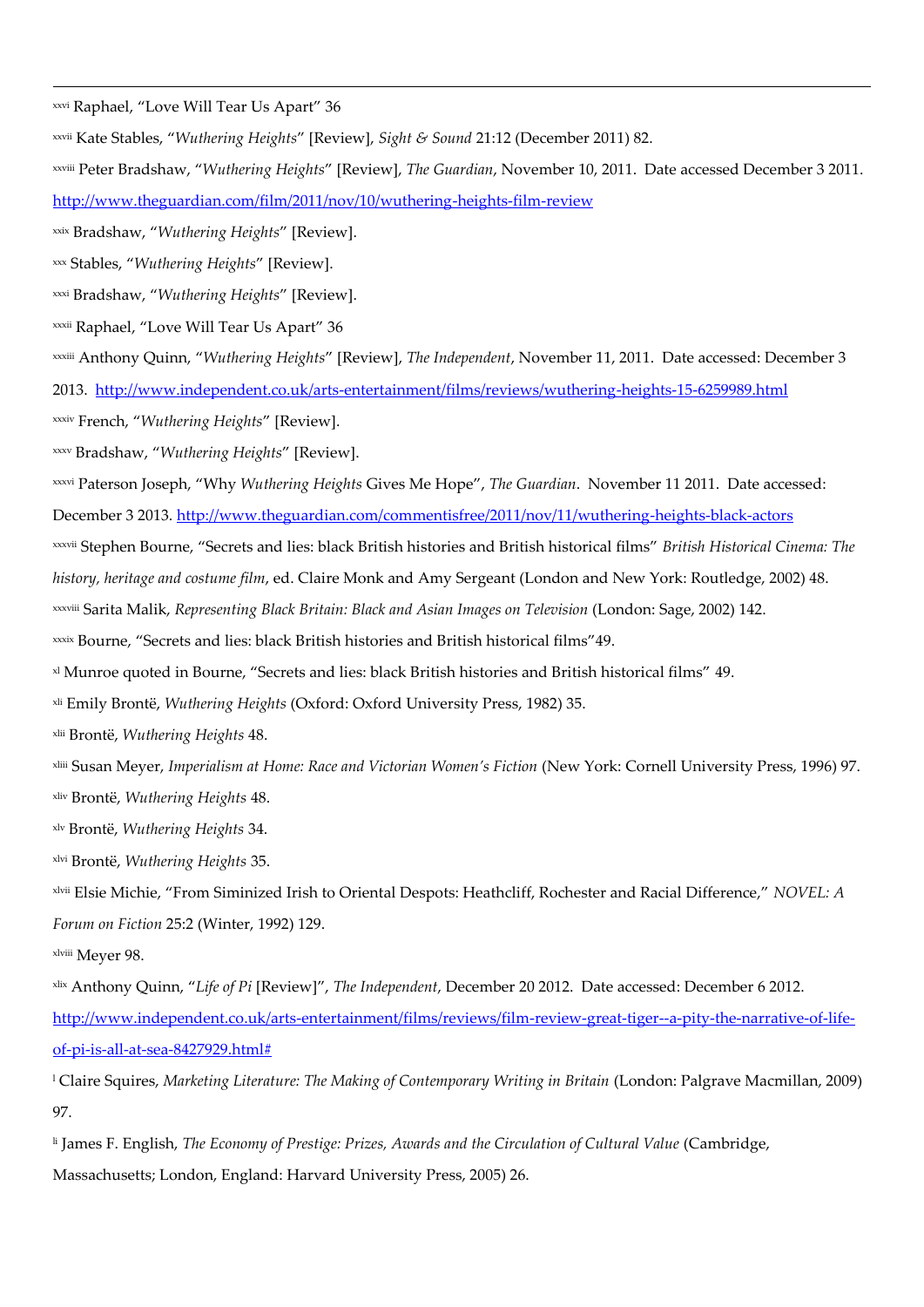[xxvi] Raphael, "Love Will Tear Us Apart" 36

[xxvii] Kate Stables, "*Wuthering Heights*" [Review], *Sight & Sound* 21:12 (December 2011) 82.

[xxviii] Peter Bradshaw, "*Wuthering Heights*" [Review], *The Guardian*, November 10, 2011. Date accessed December 3 2011. http://www.theguardian.com/film/2011/nov/10/wuthering-heights-film-review

[xxix] Bradshaw, "*Wuthering Heights*" [Review].

[xxx] Stables, "*Wuthering Heights*" [Review].

[xxxi] Bradshaw, "*Wuthering Heights*" [Review].

[xxxii] Raphael, "Love Will Tear Us Apart" 36

[xxxiii] Anthony Quinn, "*Wuthering Heights*" [Review], *The Independent*, November 11, 2011. Date accessed: December 3 2013. http://www.independent.co.uk/arts-entertainment/films/reviews/wuthering-heights-15-6259989.html

[xxxiv] French, "*Wuthering Heights*" [Review].

[xxxv] Bradshaw, "*Wuthering Heights*" [Review].

[xxxvi] Paterson Joseph, "Why *Wuthering Heights* Gives Me Hope", *The Guardian*. November 11 2011. Date accessed: December 3 2013. http://www.theguardian.com/commentisfree/2011/nov/11/wuthering-heights-black-actors

[xxxvii] Stephen Bourne, "Secrets and lies: black British histories and British historical films" *British Historical Cinema: The history, heritage and costume film*, ed. Claire Monk and Amy Sergeant (London and New York: Routledge, 2002) 48.

[xxxviii] Sarita Malik, *Representing Black Britain: Black and Asian Images on Television* (London: Sage, 2002) 142.

[xxxix] Bourne, "Secrets and lies: black British histories and British historical films"49.

[xl] Munroe quoted in Bourne, "Secrets and lies: black British histories and British historical films" 49.

[xli] Emily Brontë, *Wuthering Heights* (Oxford: Oxford University Press, 1982) 35.

[xlii] Brontë, *Wuthering Heights* 48.

[xliii] Susan Meyer, *Imperialism at Home: Race and Victorian Women's Fiction* (New York: Cornell University Press, 1996) 97.

[xliv] Brontë, *Wuthering Heights* 48.

[xlv] Brontë, *Wuthering Heights* 34.

[xlvi] Brontë, *Wuthering Heights* 35.

[xlvii] Elsie Michie, "From Siminized Irish to Oriental Despots: Heathcliff, Rochester and Racial Difference," *NOVEL: A Forum on Fiction* 25:2 (Winter, 1992) 129.

[xlviii] Meyer 98.

[xlix] Anthony Quinn, "*Life of Pi* [Review]", *The Independent*, December 20 2012. Date accessed: December 6 2012. http://www.independent.co.uk/arts-entertainment/films/reviews/film-review-great-tiger--a-pity-the-narrative-of-life-of-pi-is-all-at-sea-8427929.html#

[l] Claire Squires, *Marketing Literature: The Making of Contemporary Writing in Britain* (London: Palgrave Macmillan, 2009) 97.

[li] James F. English, *The Economy of Prestige: Prizes, Awards and the Circulation of Cultural Value* (Cambridge, Massachusetts; London, England: Harvard University Press, 2005) 26.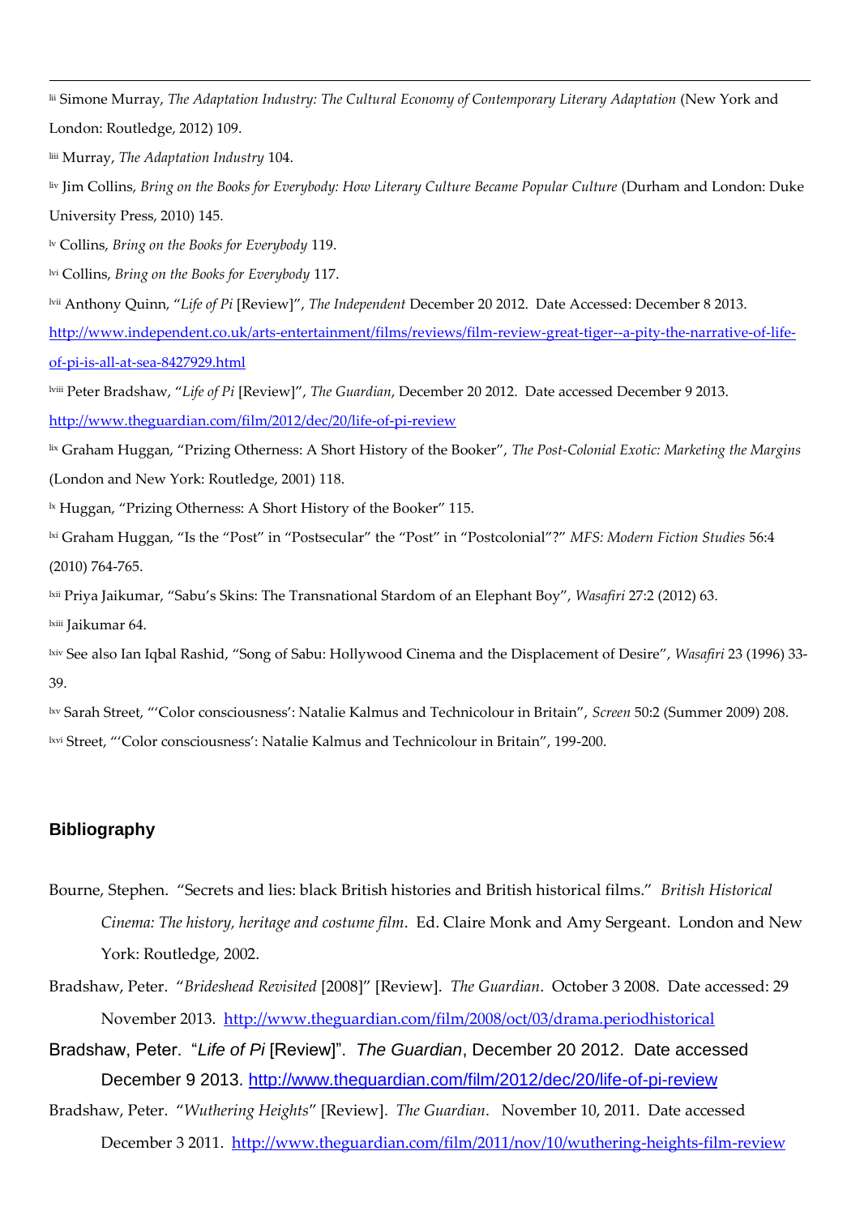[lii] Simone Murray, *The Adaptation Industry: The Cultural Economy of Contemporary Literary Adaptation* (New York and London: Routledge, 2012) 109.

[liii] Murray, *The Adaptation Industry* 104.

[liv] Jim Collins, *Bring on the Books for Everybody: How Literary Culture Became Popular Culture* (Durham and London: Duke University Press, 2010) 145.

[lv] Collins, *Bring on the Books for Everybody* 119.

[lvi] Collins, *Bring on the Books for Everybody* 117.

[lvii] Anthony Quinn, "*Life of Pi* [Review]", *The Independent* December 20 2012. Date Accessed: December 8 2013. http://www.independent.co.uk/arts-entertainment/films/reviews/film-review-great-tiger--a-pity-the-narrative-of-life-of-pi-is-all-at-sea-8427929.html

[lviii] Peter Bradshaw, "*Life of Pi* [Review]", *The Guardian*, December 20 2012. Date accessed December 9 2013. http://www.theguardian.com/film/2012/dec/20/life-of-pi-review

[lix] Graham Huggan, "Prizing Otherness: A Short History of the Booker", *The Post-Colonial Exotic: Marketing the Margins* (London and New York: Routledge, 2001) 118.

[lx] Huggan, "Prizing Otherness: A Short History of the Booker" 115.

[lxi] Graham Huggan, "Is the "Post" in "Postsecular" the "Post" in "Postcolonial"?" *MFS: Modern Fiction Studies* 56:4 (2010) 764-765.

[lxii] Priya Jaikumar, "Sabu's Skins: The Transnational Stardom of an Elephant Boy", *Wasafiri* 27:2 (2012) 63.

[lxiii] Jaikumar 64.

[lxiv] See also Ian Iqbal Rashid, "Song of Sabu: Hollywood Cinema and the Displacement of Desire", *Wasafiri* 23 (1996) 33-39.

[lxv] Sarah Street, "'Color consciousness': Natalie Kalmus and Technicolour in Britain", *Screen* 50:2 (Summer 2009) 208.

[lxvi] Street, "'Color consciousness': Natalie Kalmus and Technicolour in Britain", 199-200.

## Bibliography

Bourne, Stephen. "Secrets and lies: black British histories and British historical films." *British Historical Cinema: The history, heritage and costume film*. Ed. Claire Monk and Amy Sergeant. London and New York: Routledge, 2002.

Bradshaw, Peter. "*Brideshead Revisited* [2008]" [Review]. *The Guardian*. October 3 2008. Date accessed: 29 November 2013. http://www.theguardian.com/film/2008/oct/03/drama.periodhistorical

Bradshaw, Peter. "*Life of Pi* [Review]". *The Guardian*, December 20 2012. Date accessed December 9 2013. http://www.theguardian.com/film/2012/dec/20/life-of-pi-review

Bradshaw, Peter. "*Wuthering Heights*" [Review]. *The Guardian*. November 10, 2011. Date accessed December 3 2011. http://www.theguardian.com/film/2011/nov/10/wuthering-heights-film-review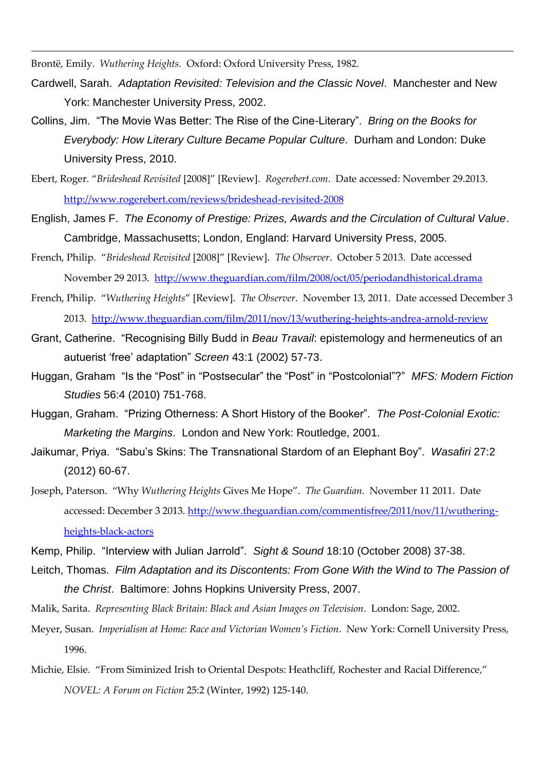Brontë, Emily. *Wuthering Heights.* Oxford: Oxford University Press, 1982.

Cardwell, Sarah. *Adaptation Revisited: Television and the Classic Novel*. Manchester and New York: Manchester University Press, 2002.

Collins, Jim. "The Movie Was Better: The Rise of the Cine-Literary". *Bring on the Books for Everybody: How Literary Culture Became Popular Culture*. Durham and London: Duke University Press, 2010.

Ebert, Roger. "*Brideshead Revisited* [2008]" [Review]. *Rogerebert.com*. Date accessed: November 29.2013. http://www.rogerebert.com/reviews/brideshead-revisited-2008

English, James F. *The Economy of Prestige: Prizes, Awards and the Circulation of Cultural Value*. Cambridge, Massachusetts; London, England: Harvard University Press, 2005.

French, Philip. "*Brideshead Revisited* [2008]" [Review]. *The Observer*. October 5 2013. Date accessed November 29 2013. http://www.theguardian.com/film/2008/oct/05/periodandhistorical.drama

French, Philip. "*Wuthering Heights*" [Review]. *The Observer*. November 13, 2011. Date accessed December 3 2013. http://www.theguardian.com/film/2011/nov/13/wuthering-heights-andrea-arnold-review

Grant, Catherine. "Recognising Billy Budd in *Beau Travail*: epistemology and hermeneutics of an autuerist 'free' adaptation" *Screen* 43:1 (2002) 57-73.

Huggan, Graham "Is the "Post" in "Postsecular" the "Post" in "Postcolonial"?" *MFS: Modern Fiction Studies* 56:4 (2010) 751-768.

Huggan, Graham. "Prizing Otherness: A Short History of the Booker". *The Post-Colonial Exotic: Marketing the Margins*. London and New York: Routledge, 2001.

Jaikumar, Priya. "Sabu's Skins: The Transnational Stardom of an Elephant Boy". *Wasafiri* 27:2 (2012) 60-67.

Joseph, Paterson. "Why *Wuthering Heights* Gives Me Hope". *The Guardian*. November 11 2011. Date accessed: December 3 2013. http://www.theguardian.com/commentisfree/2011/nov/11/wuthering-heights-black-actors

Kemp, Philip. "Interview with Julian Jarrold". *Sight & Sound* 18:10 (October 2008) 37-38.

Leitch, Thomas. *Film Adaptation and its Discontents: From Gone With the Wind to The Passion of the Christ*. Baltimore: Johns Hopkins University Press, 2007.

Malik, Sarita. *Representing Black Britain: Black and Asian Images on Television*. London: Sage, 2002.

Meyer, Susan. *Imperialism at Home: Race and Victorian Women's Fiction*. New York: Cornell University Press, 1996.

Michie, Elsie. "From Siminized Irish to Oriental Despots: Heathcliff, Rochester and Racial Difference," *NOVEL: A Forum on Fiction* 25:2 (Winter, 1992) 125-140.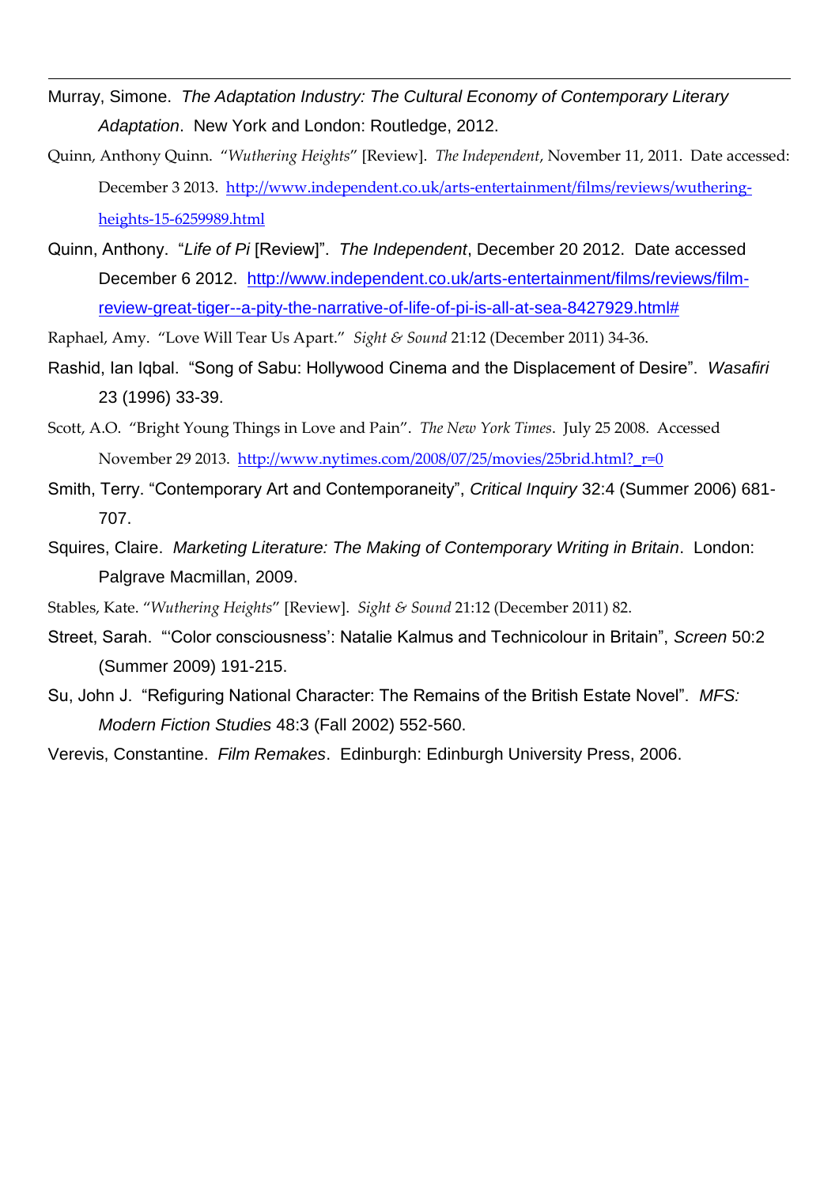Murray, Simone. *The Adaptation Industry: The Cultural Economy of Contemporary Literary Adaptation*. New York and London: Routledge, 2012.

Quinn, Anthony Quinn. "*Wuthering Heights*" [Review]. *The Independent*, November 11, 2011. Date accessed: December 3 2013. http://www.independent.co.uk/arts-entertainment/films/reviews/wuthering-heights-15-6259989.html

Quinn, Anthony. "*Life of Pi* [Review]". *The Independent*, December 20 2012. Date accessed December 6 2012. http://www.independent.co.uk/arts-entertainment/films/reviews/film-review-great-tiger--a-pity-the-narrative-of-life-of-pi-is-all-at-sea-8427929.html#

Raphael, Amy. "Love Will Tear Us Apart." *Sight & Sound* 21:12 (December 2011) 34-36.

Rashid, Ian Iqbal. "Song of Sabu: Hollywood Cinema and the Displacement of Desire". *Wasafiri* 23 (1996) 33-39.

Scott, A.O. "Bright Young Things in Love and Pain". *The New York Times*. July 25 2008. Accessed November 29 2013. http://www.nytimes.com/2008/07/25/movies/25brid.html?_r=0

Smith, Terry. "Contemporary Art and Contemporaneity", *Critical Inquiry* 32:4 (Summer 2006) 681-707.

Squires, Claire. *Marketing Literature: The Making of Contemporary Writing in Britain*. London: Palgrave Macmillan, 2009.

Stables, Kate. "*Wuthering Heights*" [Review]. *Sight & Sound* 21:12 (December 2011) 82.

Street, Sarah. "'Color consciousness': Natalie Kalmus and Technicolour in Britain", *Screen* 50:2 (Summer 2009) 191-215.

Su, John J. "Refiguring National Character: The Remains of the British Estate Novel". *MFS: Modern Fiction Studies* 48:3 (Fall 2002) 552-560.

Verevis, Constantine. *Film Remakes*. Edinburgh: Edinburgh University Press, 2006.